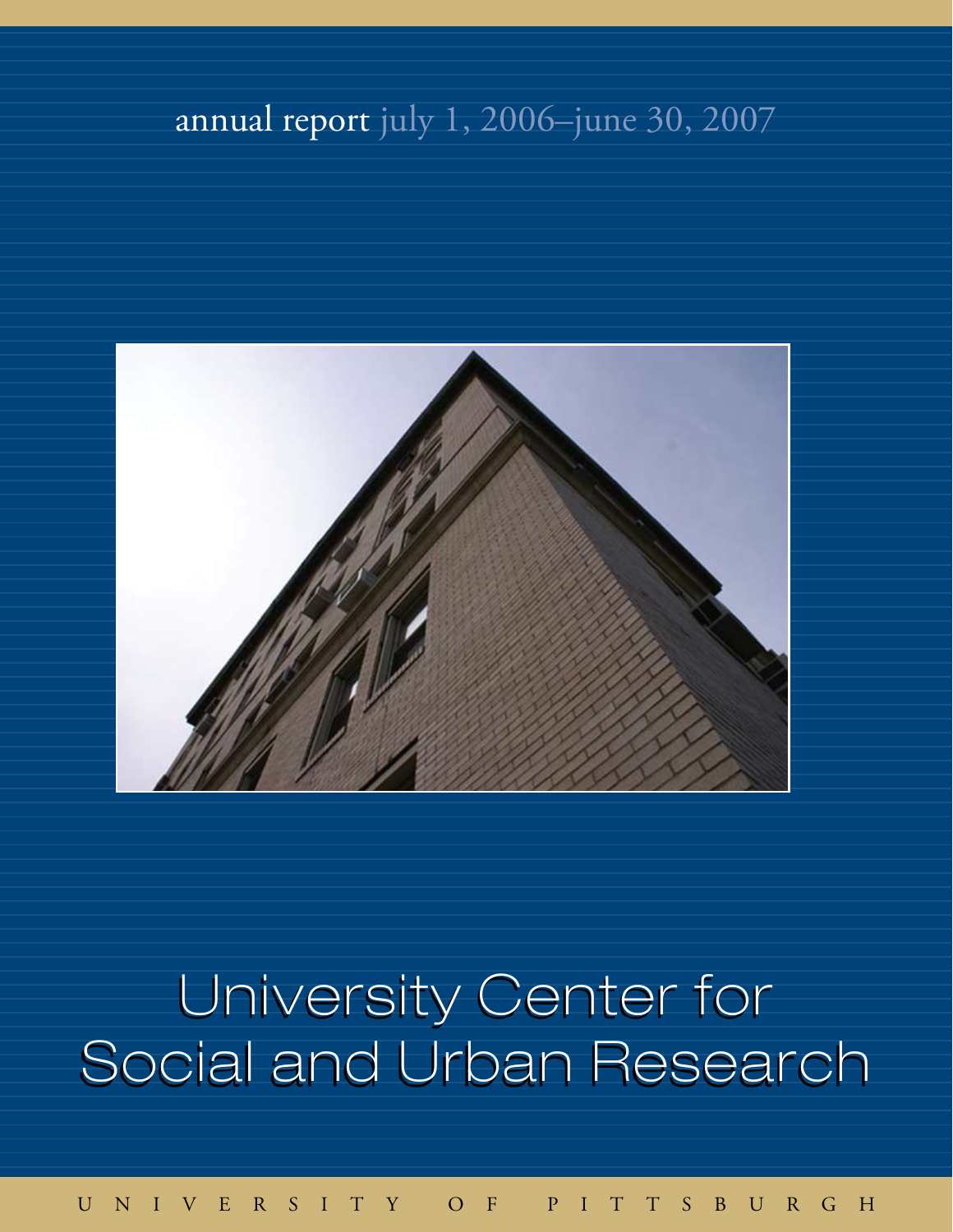annual report july 1, 2006–june 30, 2007

# University Center for Social and Urban Research

UNIVERSITY OF PITTSBURGH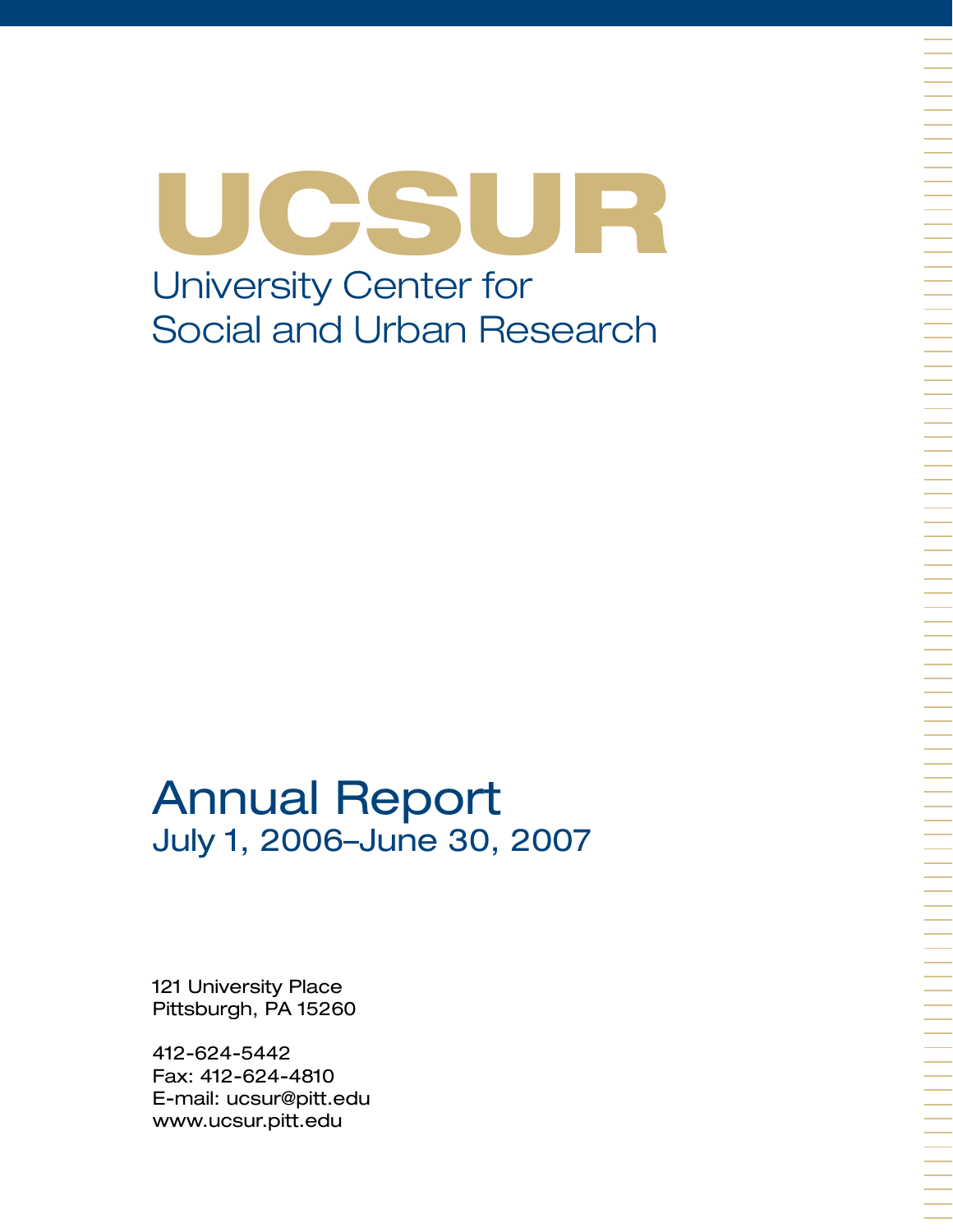# UCSUR

## University Center for Social and Urban Research

# Annual Report

## July 1, 2006–June 30, 2007

121 University Place
Pittsburgh, PA 15260

412-624-5442
Fax: 412-624-4810
E-mail: ucsur@pitt.edu
www.ucsur.pitt.edu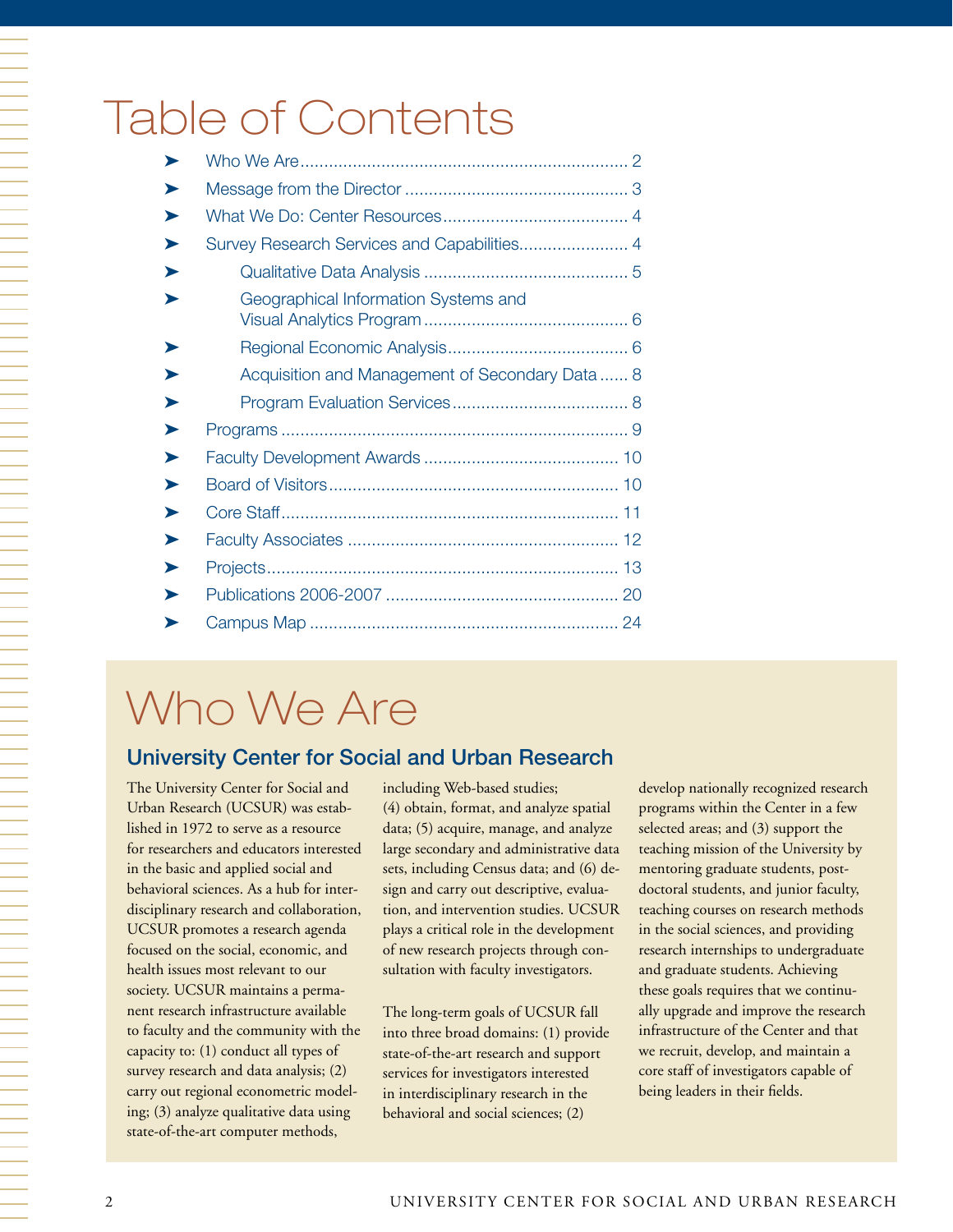# Table of Contents

- Who We Are .................................................................... 2
- Message from the Director .............................................. 3
- What We Do: Center Resources ...................................... 4
- Survey Research Services and Capabilities ....................... 4
  - Qualitative Data Analysis ........................................... 5
  - Geographical Information Systems and Visual Analytics Program .......................................... 6
  - Regional Economic Analysis ..................................... 6
  - Acquisition and Management of Secondary Data ...... 8
  - Program Evaluation Services .................................... 8
- Programs ........................................................................ 9
- Faculty Development Awards ......................................... 10
- Board of Visitors ............................................................ 10
- Core Staff ...................................................................... 11
- Faculty Associates ......................................................... 12
- Projects ......................................................................... 13
- Publications 2006-2007 ................................................ 20
- Campus Map ................................................................ 24

# Who We Are

## University Center for Social and Urban Research

The University Center for Social and Urban Research (UCSUR) was established in 1972 to serve as a resource for researchers and educators interested in the basic and applied social and behavioral sciences. As a hub for interdisciplinary research and collaboration, UCSUR promotes a research agenda focused on the social, economic, and health issues most relevant to our society. UCSUR maintains a permanent research infrastructure available to faculty and the community with the capacity to: (1) conduct all types of survey research and data analysis; (2) carry out regional econometric modeling; (3) analyze qualitative data using state-of-the-art computer methods, including Web-based studies; (4) obtain, format, and analyze spatial data; (5) acquire, manage, and analyze large secondary and administrative data sets, including Census data; and (6) design and carry out descriptive, evaluation, and intervention studies. UCSUR plays a critical role in the development of new research projects through consultation with faculty investigators.

The long-term goals of UCSUR fall into three broad domains: (1) provide state-of-the-art research and support services for investigators interested in interdisciplinary research in the behavioral and social sciences; (2) develop nationally recognized research programs within the Center in a few selected areas; and (3) support the teaching mission of the University by mentoring graduate students, post-doctoral students, and junior faculty, teaching courses on research methods in the social sciences, and providing research internships to undergraduate and graduate students. Achieving these goals requires that we continually upgrade and improve the research infrastructure of the Center and that we recruit, develop, and maintain a core staff of investigators capable of being leaders in their fields.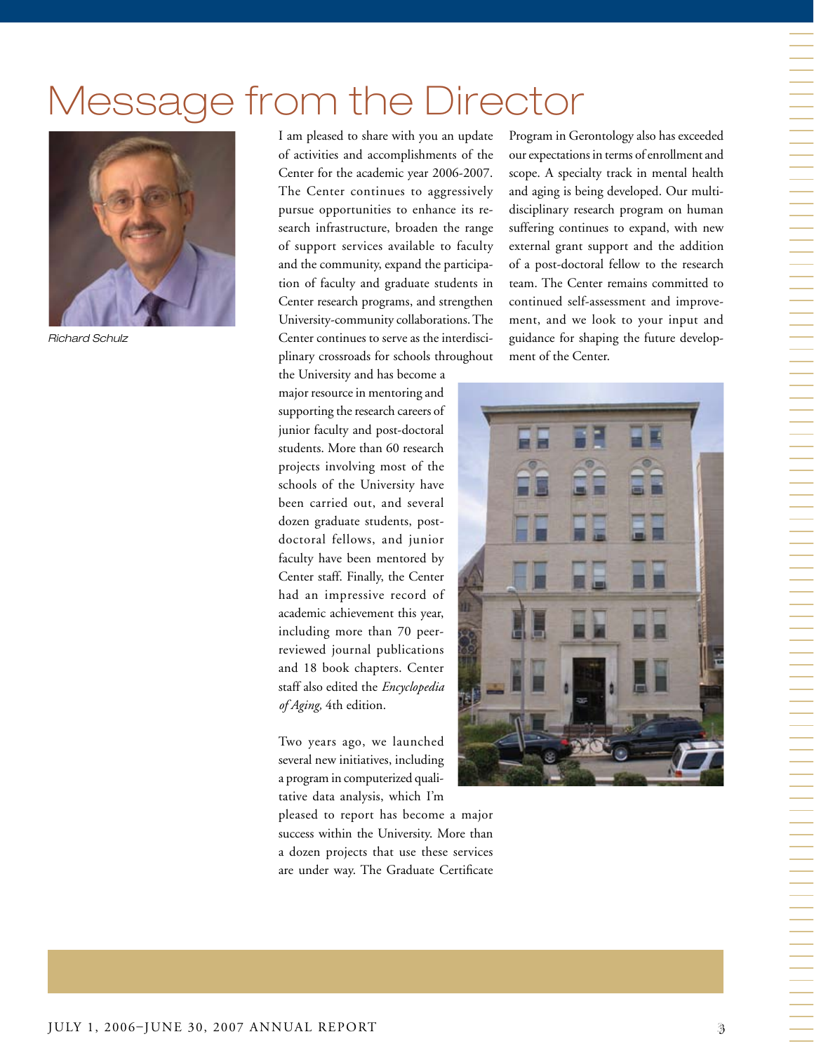# Message from the Director

Richard Schulz

I am pleased to share with you an update of activities and accomplishments of the Center for the academic year 2006-2007. The Center continues to aggressively pursue opportunities to enhance its research infrastructure, broaden the range of support services available to faculty and the community, expand the participation of faculty and graduate students in Center research programs, and strengthen University-community collaborations. The Center continues to serve as the interdisciplinary crossroads for schools throughout the University and has become a major resource in mentoring and supporting the research careers of junior faculty and post-doctoral students. More than 60 research projects involving most of the schools of the University have been carried out, and several dozen graduate students, post-doctoral fellows, and junior faculty have been mentored by Center staff. Finally, the Center had an impressive record of academic achievement this year, including more than 70 peer-reviewed journal publications and 18 book chapters. Center staff also edited the *Encyclopedia of Aging,* 4th edition.

Two years ago, we launched several new initiatives, including a program in computerized qualitative data analysis, which I'm pleased to report has become a major success within the University. More than a dozen projects that use these services are under way. The Graduate Certificate Program in Gerontology also has exceeded our expectations in terms of enrollment and scope. A specialty track in mental health and aging is being developed. Our multidisciplinary research program on human suffering continues to expand, with new external grant support and the addition of a post-doctoral fellow to the research team. The Center remains committed to continued self-assessment and improvement, and we look to your input and guidance for shaping the future development of the Center.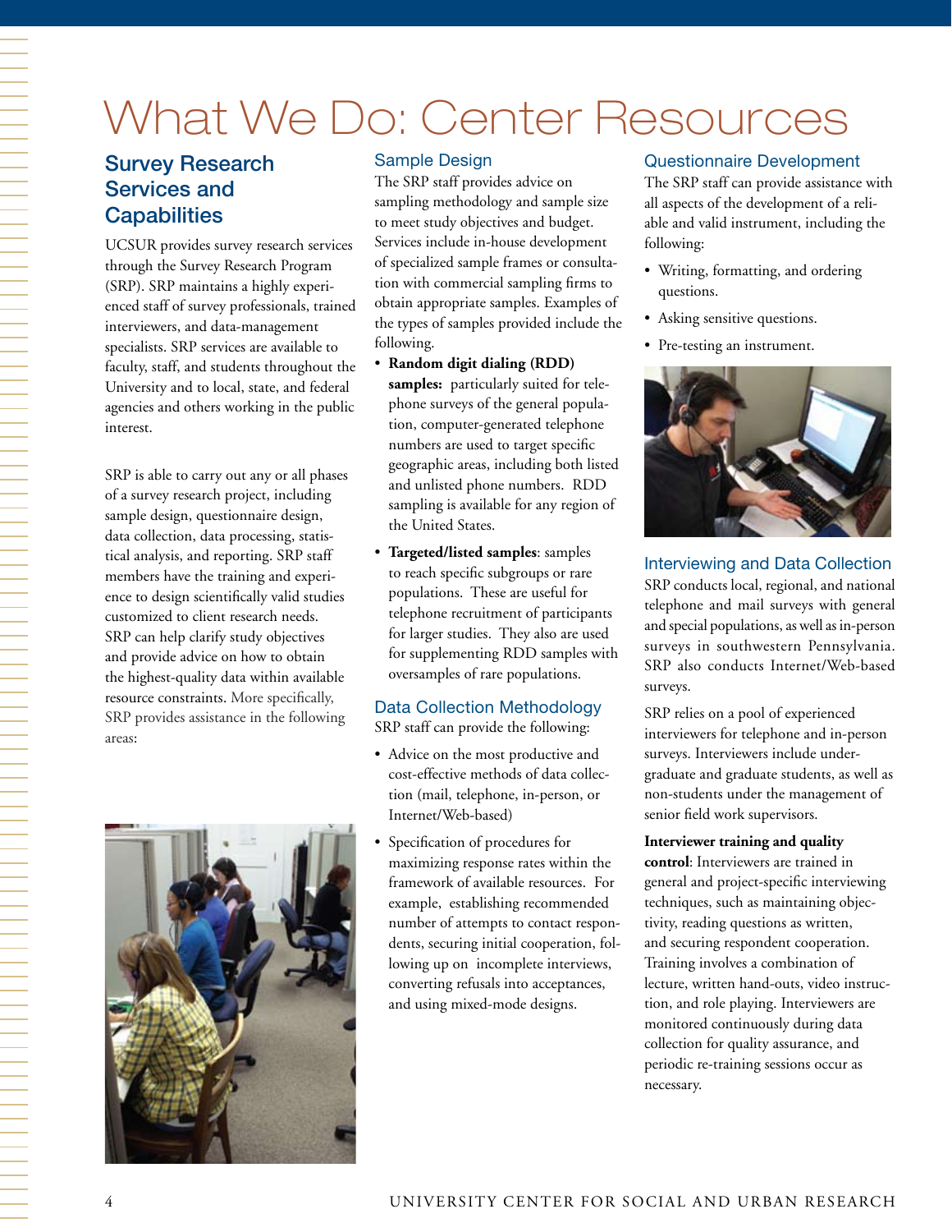# What We Do: Center Resources

## Survey Research Services and Capabilities

UCSUR provides survey research services through the Survey Research Program (SRP). SRP maintains a highly experienced staff of survey professionals, trained interviewers, and data-management specialists. SRP services are available to faculty, staff, and students throughout the University and to local, state, and federal agencies and others working in the public interest.

SRP is able to carry out any or all phases of a survey research project, including sample design, questionnaire design, data collection, data processing, statistical analysis, and reporting. SRP staff members have the training and experience to design scientifically valid studies customized to client research needs. SRP can help clarify study objectives and provide advice on how to obtain the highest-quality data within available resource constraints. More specifically, SRP provides assistance in the following areas:

### Sample Design

The SRP staff provides advice on sampling methodology and sample size to meet study objectives and budget. Services include in-house development of specialized sample frames or consultation with commercial sampling firms to obtain appropriate samples. Examples of the types of samples provided include the following.

- **Random digit dialing (RDD) samples:** particularly suited for telephone surveys of the general population, computer-generated telephone numbers are used to target specific geographic areas, including both listed and unlisted phone numbers. RDD sampling is available for any region of the United States.
- **Targeted/listed samples**: samples to reach specific subgroups or rare populations. These are useful for telephone recruitment of participants for larger studies. They also are used for supplementing RDD samples with oversamples of rare populations.

### Data Collection Methodology

SRP staff can provide the following:

- Advice on the most productive and cost-effective methods of data collection (mail, telephone, in-person, or Internet/Web-based)
- Specification of procedures for maximizing response rates within the framework of available resources. For example, establishing recommended number of attempts to contact respondents, securing initial cooperation, following up on incomplete interviews, converting refusals into acceptances, and using mixed-mode designs.

### Questionnaire Development

The SRP staff can provide assistance with all aspects of the development of a reliable and valid instrument, including the following:

- Writing, formatting, and ordering questions.
- Asking sensitive questions.
- Pre-testing an instrument.

### Interviewing and Data Collection

SRP conducts local, regional, and national telephone and mail surveys with general and special populations, as well as in-person surveys in southwestern Pennsylvania. SRP also conducts Internet/Web-based surveys.

SRP relies on a pool of experienced interviewers for telephone and in-person surveys. Interviewers include undergraduate and graduate students, as well as non-students under the management of senior field work supervisors.

**Interviewer training and quality control**: Interviewers are trained in general and project-specific interviewing techniques, such as maintaining objectivity, reading questions as written, and securing respondent cooperation. Training involves a combination of lecture, written hand-outs, video instruction, and role playing. Interviewers are monitored continuously during data collection for quality assurance, and periodic re-training sessions occur as necessary.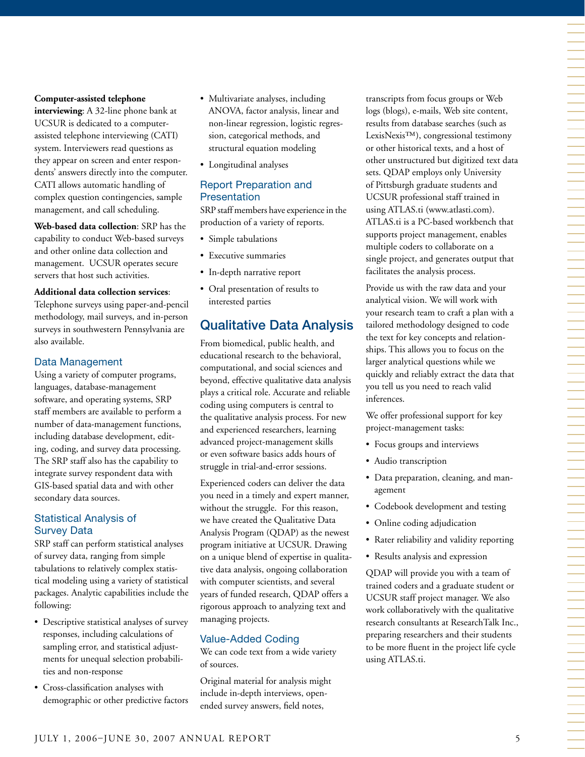**Computer-assisted telephone interviewing**: A 32-line phone bank at UCSUR is dedicated to a computer-assisted telephone interviewing (CATI) system. Interviewers read questions as they appear on screen and enter respondents' answers directly into the computer. CATI allows automatic handling of complex question contingencies, sample management, and call scheduling.

**Web-based data collection**: SRP has the capability to conduct Web-based surveys and other online data collection and management. UCSUR operates secure servers that host such activities.

**Additional data collection services**: Telephone surveys using paper-and-pencil methodology, mail surveys, and in-person surveys in southwestern Pennsylvania are also available.

### Data Management

Using a variety of computer programs, languages, database-management software, and operating systems, SRP staff members are available to perform a number of data-management functions, including database development, editing, coding, and survey data processing. The SRP staff also has the capability to integrate survey respondent data with GIS-based spatial data and with other secondary data sources.

### Statistical Analysis of Survey Data

SRP staff can perform statistical analyses of survey data, ranging from simple tabulations to relatively complex statistical modeling using a variety of statistical packages. Analytic capabilities include the following:

- Descriptive statistical analyses of survey responses, including calculations of sampling error, and statistical adjustments for unequal selection probabilities and non-response
- Cross-classification analyses with demographic or other predictive factors
- Multivariate analyses, including ANOVA, factor analysis, linear and non-linear regression, logistic regression, categorical methods, and structural equation modeling
- Longitudinal analyses

### Report Preparation and Presentation

SRP staff members have experience in the production of a variety of reports.

- Simple tabulations
- Executive summaries
- In-depth narrative report
- Oral presentation of results to interested parties

## Qualitative Data Analysis

From biomedical, public health, and educational research to the behavioral, computational, and social sciences and beyond, effective qualitative data analysis plays a critical role. Accurate and reliable coding using computers is central to the qualitative analysis process. For new and experienced researchers, learning advanced project-management skills or even software basics adds hours of struggle in trial-and-error sessions.

Experienced coders can deliver the data you need in a timely and expert manner, without the struggle. For this reason, we have created the Qualitative Data Analysis Program (QDAP) as the newest program initiative at UCSUR. Drawing on a unique blend of expertise in qualitative data analysis, ongoing collaboration with computer scientists, and several years of funded research, QDAP offers a rigorous approach to analyzing text and managing projects.

### Value-Added Coding

We can code text from a wide variety of sources.

Original material for analysis might include in-depth interviews, open-ended survey answers, field notes, transcripts from focus groups or Web logs (blogs), e-mails, Web site content, results from database searches (such as LexisNexis™), congressional testimony or other historical texts, and a host of other unstructured but digitized text data sets. QDAP employs only University of Pittsburgh graduate students and UCSUR professional staff trained in using ATLAS.ti (www.atlasti.com). ATLAS.ti is a PC-based workbench that supports project management, enables multiple coders to collaborate on a single project, and generates output that facilitates the analysis process.

Provide us with the raw data and your analytical vision. We will work with your research team to craft a plan with a tailored methodology designed to code the text for key concepts and relationships. This allows you to focus on the larger analytical questions while we quickly and reliably extract the data that you tell us you need to reach valid inferences.

We offer professional support for key project-management tasks:

- Focus groups and interviews
- Audio transcription
- Data preparation, cleaning, and management
- Codebook development and testing
- Online coding adjudication
- Rater reliability and validity reporting
- Results analysis and expression

QDAP will provide you with a team of trained coders and a graduate student or UCSUR staff project manager. We also work collaboratively with the qualitative research consultants at ResearchTalk Inc., preparing researchers and their students to be more fluent in the project life cycle using ATLAS.ti.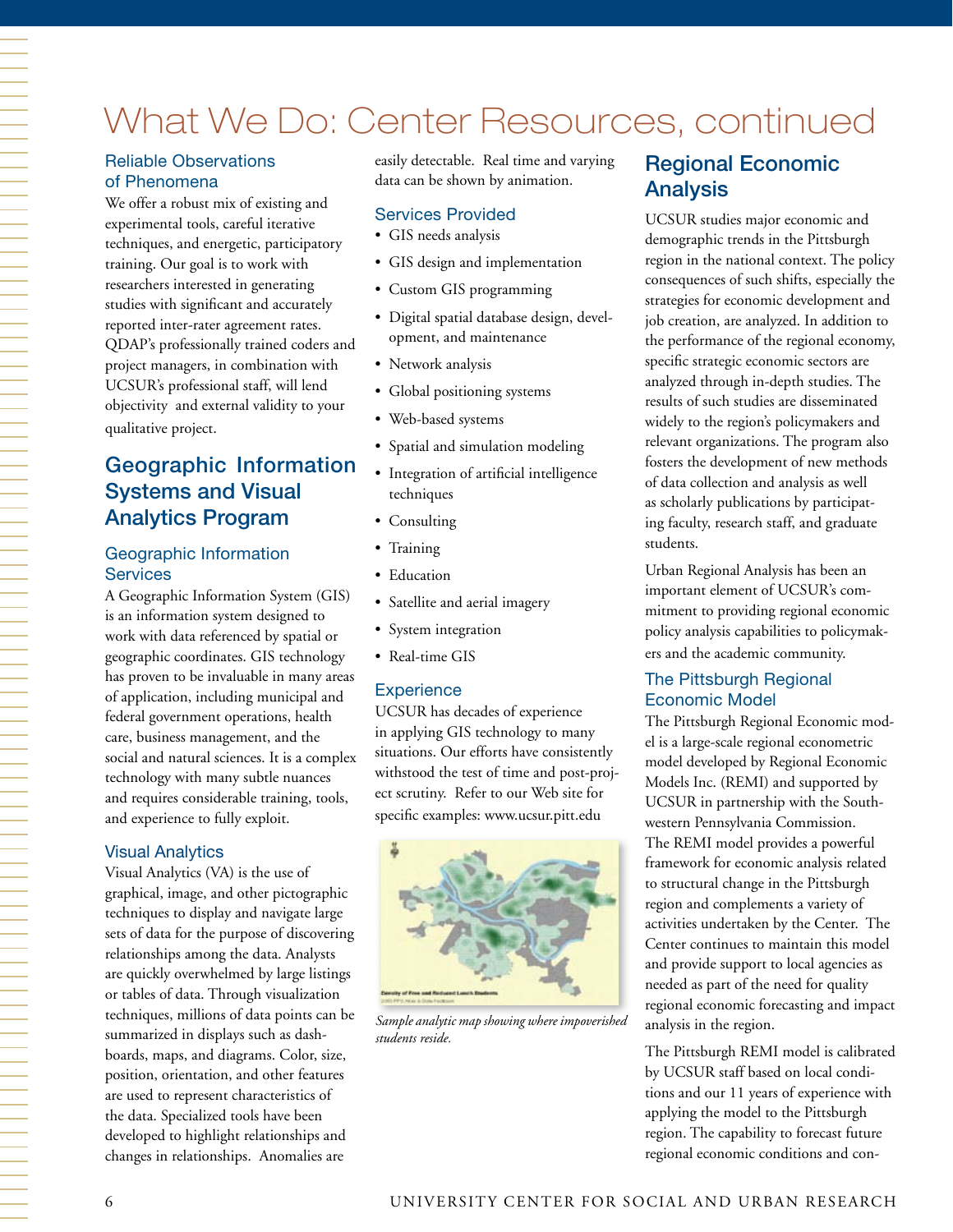# What We Do: Center Resources, continued

### Reliable Observations of Phenomena

We offer a robust mix of existing and experimental tools, careful iterative techniques, and energetic, participatory training. Our goal is to work with researchers interested in generating studies with significant and accurately reported inter-rater agreement rates. QDAP's professionally trained coders and project managers, in combination with UCSUR's professional staff, will lend objectivity and external validity to your qualitative project.

## Geographic Information Systems and Visual Analytics Program

### Geographic Information Services

A Geographic Information System (GIS) is an information system designed to work with data referenced by spatial or geographic coordinates. GIS technology has proven to be invaluable in many areas of application, including municipal and federal government operations, health care, business management, and the social and natural sciences. It is a complex technology with many subtle nuances and requires considerable training, tools, and experience to fully exploit.

### Visual Analytics

Visual Analytics (VA) is the use of graphical, image, and other pictographic techniques to display and navigate large sets of data for the purpose of discovering relationships among the data. Analysts are quickly overwhelmed by large listings or tables of data. Through visualization techniques, millions of data points can be summarized in displays such as dashboards, maps, and diagrams. Color, size, position, orientation, and other features are used to represent characteristics of the data. Specialized tools have been developed to highlight relationships and changes in relationships. Anomalies are easily detectable. Real time and varying data can be shown by animation.

### Services Provided

- GIS needs analysis
- GIS design and implementation
- Custom GIS programming
- Digital spatial database design, development, and maintenance
- Network analysis
- Global positioning systems
- Web-based systems
- Spatial and simulation modeling
- Integration of artificial intelligence techniques
- Consulting
- Training
- Education
- Satellite and aerial imagery
- System integration
- Real-time GIS

### Experience

UCSUR has decades of experience in applying GIS technology to many situations. Our efforts have consistently withstood the test of time and post-project scrutiny. Refer to our Web site for specific examples: www.ucsur.pitt.edu

*Sample analytic map showing where impoverished students reside.*

## Regional Economic Analysis

UCSUR studies major economic and demographic trends in the Pittsburgh region in the national context. The policy consequences of such shifts, especially the strategies for economic development and job creation, are analyzed. In addition to the performance of the regional economy, specific strategic economic sectors are analyzed through in-depth studies. The results of such studies are disseminated widely to the region's policymakers and relevant organizations. The program also fosters the development of new methods of data collection and analysis as well as scholarly publications by participating faculty, research staff, and graduate students.

Urban Regional Analysis has been an important element of UCSUR's commitment to providing regional economic policy analysis capabilities to policymakers and the academic community.

### The Pittsburgh Regional Economic Model

The Pittsburgh Regional Economic model is a large-scale regional econometric model developed by Regional Economic Models Inc. (REMI) and supported by UCSUR in partnership with the Southwestern Pennsylvania Commission. The REMI model provides a powerful framework for economic analysis related to structural change in the Pittsburgh region and complements a variety of activities undertaken by the Center. The Center continues to maintain this model and provide support to local agencies as needed as part of the need for quality regional economic forecasting and impact analysis in the region.

The Pittsburgh REMI model is calibrated by UCSUR staff based on local conditions and our 11 years of experience with applying the model to the Pittsburgh region. The capability to forecast future regional economic conditions and con-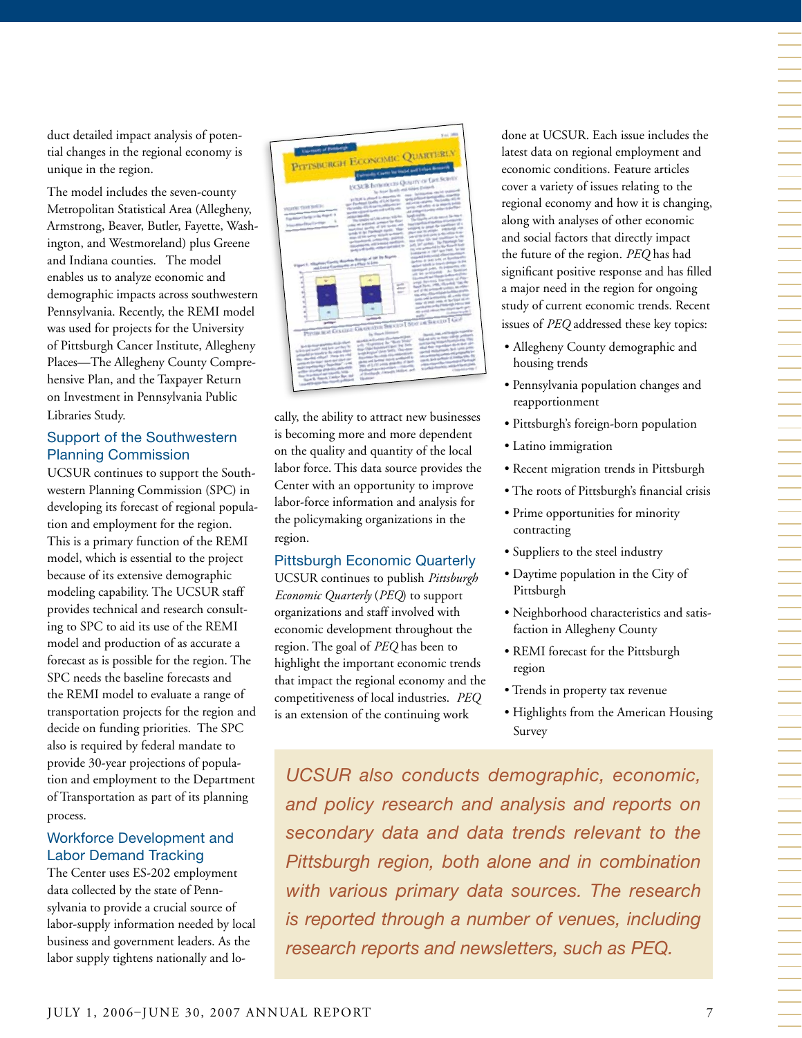duct detailed impact analysis of potential changes in the regional economy is unique in the region.

The model includes the seven-county Metropolitan Statistical Area (Allegheny, Armstrong, Beaver, Butler, Fayette, Washington, and Westmoreland) plus Greene and Indiana counties. The model enables us to analyze economic and demographic impacts across southwestern Pennsylvania. Recently, the REMI model was used for projects for the University of Pittsburgh Cancer Institute, Allegheny Places—The Allegheny County Comprehensive Plan, and the Taxpayer Return on Investment in Pennsylvania Public Libraries Study.

## Support of the Southwestern Planning Commission

UCSUR continues to support the Southwestern Planning Commission (SPC) in developing its forecast of regional population and employment for the region. This is a primary function of the REMI model, which is essential to the project because of its extensive demographic modeling capability. The UCSUR staff provides technical and research consulting to SPC to aid its use of the REMI model and production of as accurate a forecast as is possible for the region. The SPC needs the baseline forecasts and the REMI model to evaluate a range of transportation projects for the region and decide on funding priorities. The SPC also is required by federal mandate to provide 30-year projections of population and employment to the Department of Transportation as part of its planning process.

## Workforce Development and Labor Demand Tracking

The Center uses ES-202 employment data collected by the state of Pennsylvania to provide a crucial source of labor-supply information needed by local business and government leaders. As the labor supply tightens nationally and locally, the ability to attract new businesses is becoming more and more dependent on the quality and quantity of the local labor force. This data source provides the Center with an opportunity to improve labor-force information and analysis for the policymaking organizations in the region.

## Pittsburgh Economic Quarterly

UCSUR continues to publish *Pittsburgh Economic Quarterly* (*PEQ*) to support organizations and staff involved with economic development throughout the region. The goal of *PEQ* has been to highlight the important economic trends that impact the regional economy and the competitiveness of local industries. *PEQ* is an extension of the continuing work done at UCSUR. Each issue includes the latest data on regional employment and economic conditions. Feature articles cover a variety of issues relating to the regional economy and how it is changing, along with analyses of other economic and social factors that directly impact the future of the region. *PEQ* has had significant positive response and has filled a major need in the region for ongoing study of current economic trends. Recent issues of *PEQ* addressed these key topics:

- Allegheny County demographic and housing trends
- Pennsylvania population changes and reapportionment
- Pittsburgh's foreign-born population
- Latino immigration
- Recent migration trends in Pittsburgh
- The roots of Pittsburgh's financial crisis
- Prime opportunities for minority contracting
- Suppliers to the steel industry
- Daytime population in the City of Pittsburgh
- Neighborhood characteristics and satisfaction in Allegheny County
- REMI forecast for the Pittsburgh region
- Trends in property tax revenue
- Highlights from the American Housing Survey

*UCSUR also conducts demographic, economic, and policy research and analysis and reports on secondary data and data trends relevant to the Pittsburgh region, both alone and in combination with various primary data sources. The research is reported through a number of venues, including research reports and newsletters, such as PEQ.*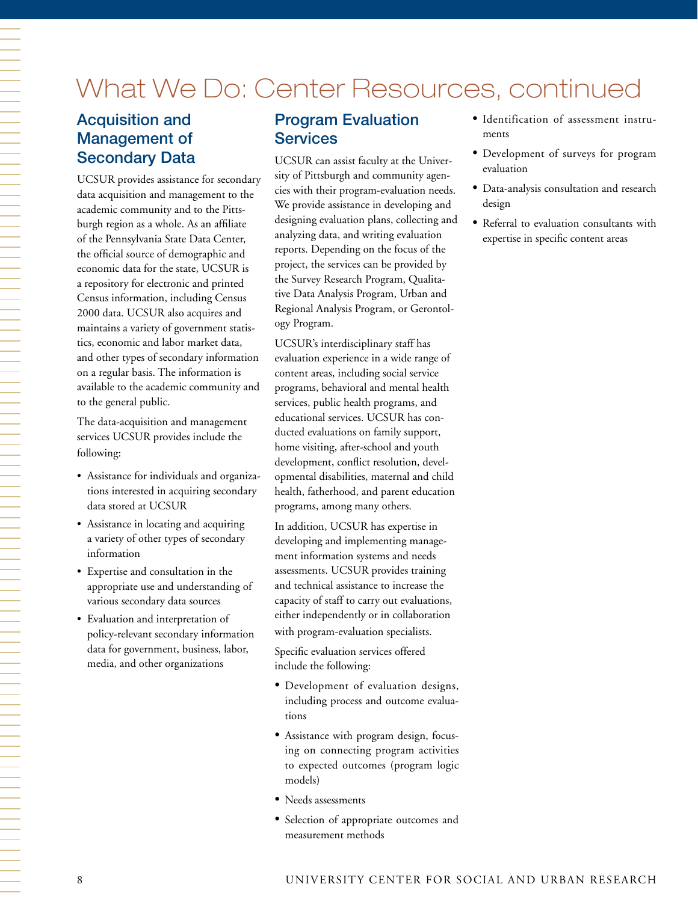# What We Do: Center Resources, continued

## Acquisition and Management of Secondary Data

UCSUR provides assistance for secondary data acquisition and management to the academic community and to the Pittsburgh region as a whole. As an affiliate of the Pennsylvania State Data Center, the official source of demographic and economic data for the state, UCSUR is a repository for electronic and printed Census information, including Census 2000 data. UCSUR also acquires and maintains a variety of government statistics, economic and labor market data, and other types of secondary information on a regular basis. The information is available to the academic community and to the general public.

The data-acquisition and management services UCSUR provides include the following:

- Assistance for individuals and organizations interested in acquiring secondary data stored at UCSUR
- Assistance in locating and acquiring a variety of other types of secondary information
- Expertise and consultation in the appropriate use and understanding of various secondary data sources
- Evaluation and interpretation of policy-relevant secondary information data for government, business, labor, media, and other organizations

## Program Evaluation Services

UCSUR can assist faculty at the University of Pittsburgh and community agencies with their program-evaluation needs. We provide assistance in developing and designing evaluation plans, collecting and analyzing data, and writing evaluation reports. Depending on the focus of the project, the services can be provided by the Survey Research Program, Qualitative Data Analysis Program, Urban and Regional Analysis Program, or Gerontology Program.

UCSUR's interdisciplinary staff has evaluation experience in a wide range of content areas, including social service programs, behavioral and mental health services, public health programs, and educational services. UCSUR has conducted evaluations on family support, home visiting, after-school and youth development, conflict resolution, developmental disabilities, maternal and child health, fatherhood, and parent education programs, among many others.

In addition, UCSUR has expertise in developing and implementing management information systems and needs assessments. UCSUR provides training and technical assistance to increase the capacity of staff to carry out evaluations, either independently or in collaboration with program-evaluation specialists.

Specific evaluation services offered include the following:

- Development of evaluation designs, including process and outcome evaluations
- Assistance with program design, focusing on connecting program activities to expected outcomes (program logic models)
- Needs assessments
- Selection of appropriate outcomes and measurement methods
- Identification of assessment instruments
- Development of surveys for program evaluation
- Data-analysis consultation and research design
- Referral to evaluation consultants with expertise in specific content areas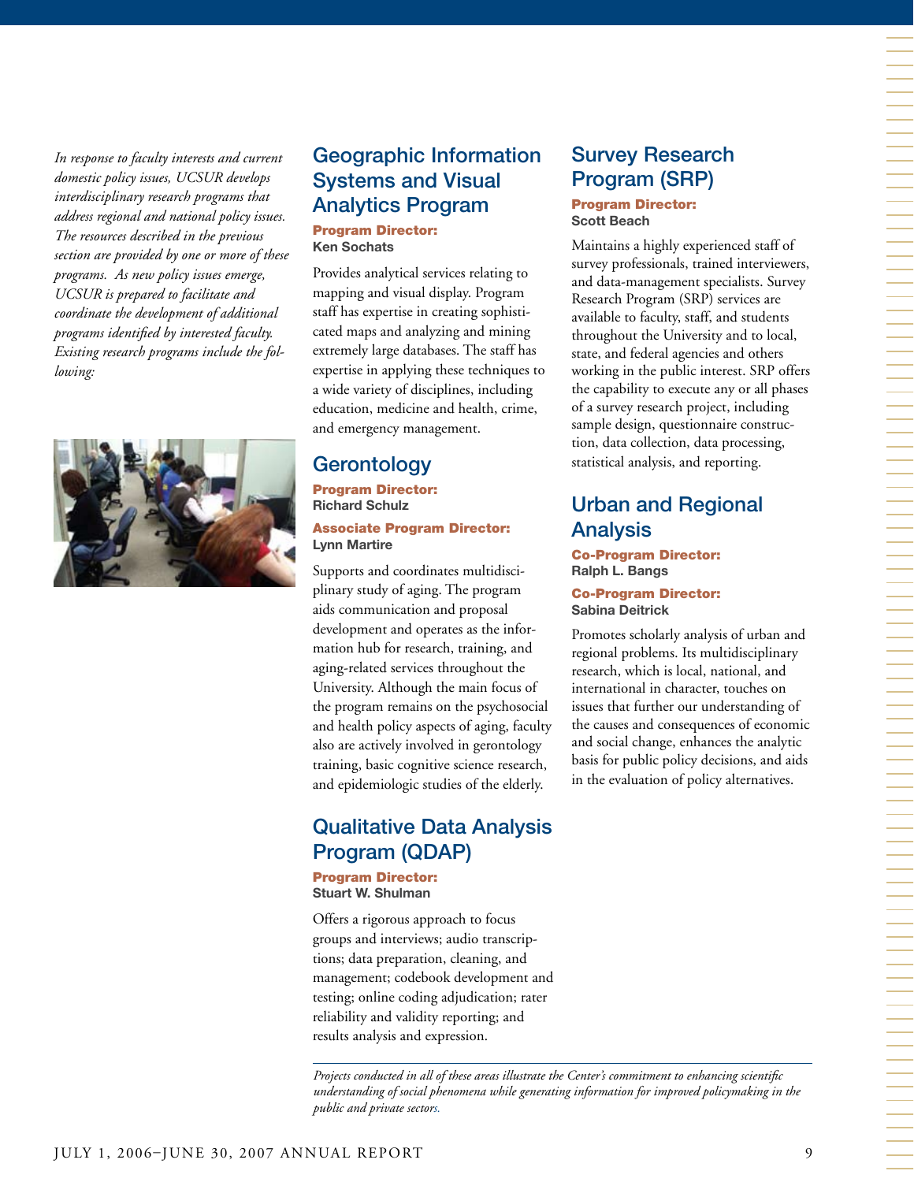*In response to faculty interests and current domestic policy issues, UCSUR develops interdisciplinary research programs that address regional and national policy issues. The resources described in the previous section are provided by one or more of these programs. As new policy issues emerge, UCSUR is prepared to facilitate and coordinate the development of additional programs identified by interested faculty. Existing research programs include the following:*

## Geographic Information Systems and Visual Analytics Program

**Program Director:**
**Ken Sochats**

Provides analytical services relating to mapping and visual display. Program staff has expertise in creating sophisticated maps and analyzing and mining extremely large databases. The staff has expertise in applying these techniques to a wide variety of disciplines, including education, medicine and health, crime, and emergency management.

## Gerontology

**Program Director:**
**Richard Schulz**

**Associate Program Director:**
**Lynn Martire**

Supports and coordinates multidisciplinary study of aging. The program aids communication and proposal development and operates as the information hub for research, training, and aging-related services throughout the University. Although the main focus of the program remains on the psychosocial and health policy aspects of aging, faculty also are actively involved in gerontology training, basic cognitive science research, and epidemiologic studies of the elderly.

## Qualitative Data Analysis Program (QDAP)

**Program Director:**
**Stuart W. Shulman**

Offers a rigorous approach to focus groups and interviews; audio transcriptions; data preparation, cleaning, and management; codebook development and testing; online coding adjudication; rater reliability and validity reporting; and results analysis and expression.

## Survey Research Program (SRP)

**Program Director:**
**Scott Beach**

Maintains a highly experienced staff of survey professionals, trained interviewers, and data-management specialists. Survey Research Program (SRP) services are available to faculty, staff, and students throughout the University and to local, state, and federal agencies and others working in the public interest. SRP offers the capability to execute any or all phases of a survey research project, including sample design, questionnaire construction, data collection, data processing, statistical analysis, and reporting.

## Urban and Regional Analysis

**Co-Program Director:**
**Ralph L. Bangs**

**Co-Program Director:**
**Sabina Deitrick**

Promotes scholarly analysis of urban and regional problems. Its multidisciplinary research, which is local, national, and international in character, touches on issues that further our understanding of the causes and consequences of economic and social change, enhances the analytic basis for public policy decisions, and aids in the evaluation of policy alternatives.

---

*Projects conducted in all of these areas illustrate the Center's commitment to enhancing scientific understanding of social phenomena while generating information for improved policymaking in the public and private sectors.*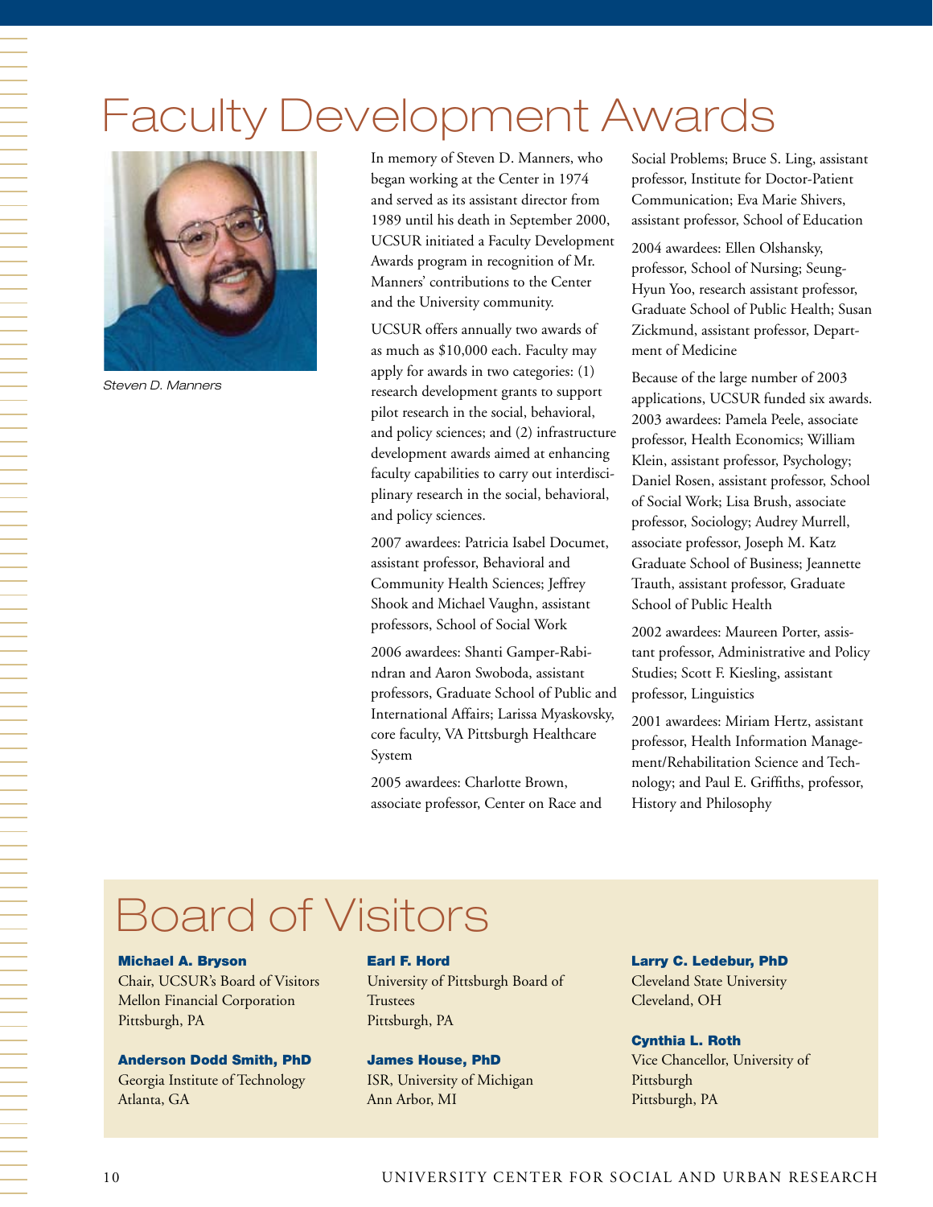# Faculty Development Awards

*Steven D. Manners*

In memory of Steven D. Manners, who began working at the Center in 1974 and served as its assistant director from 1989 until his death in September 2000, UCSUR initiated a Faculty Development Awards program in recognition of Mr. Manners' contributions to the Center and the University community.

UCSUR offers annually two awards of as much as $10,000 each. Faculty may apply for awards in two categories: (1) research development grants to support pilot research in the social, behavioral, and policy sciences; and (2) infrastructure development awards aimed at enhancing faculty capabilities to carry out interdisciplinary research in the social, behavioral, and policy sciences.

2007 awardees: Patricia Isabel Documet, assistant professor, Behavioral and Community Health Sciences; Jeffrey Shook and Michael Vaughn, assistant professors, School of Social Work

2006 awardees: Shanti Gamper-Rabindran and Aaron Swoboda, assistant professors, Graduate School of Public and International Affairs; Larissa Myaskovsky, core faculty, VA Pittsburgh Healthcare System

2005 awardees: Charlotte Brown, associate professor, Center on Race and Social Problems; Bruce S. Ling, assistant professor, Institute for Doctor-Patient Communication; Eva Marie Shivers, assistant professor, School of Education

2004 awardees: Ellen Olshansky, professor, School of Nursing; Seung-Hyun Yoo, research assistant professor, Graduate School of Public Health; Susan Zickmund, assistant professor, Department of Medicine

Because of the large number of 2003 applications, UCSUR funded six awards. 2003 awardees: Pamela Peele, associate professor, Health Economics; William Klein, assistant professor, Psychology; Daniel Rosen, assistant professor, School of Social Work; Lisa Brush, associate professor, Sociology; Audrey Murrell, associate professor, Joseph M. Katz Graduate School of Business; Jeannette Trauth, assistant professor, Graduate School of Public Health

2002 awardees: Maureen Porter, assistant professor, Administrative and Policy Studies; Scott F. Kiesling, assistant professor, Linguistics

2001 awardees: Miriam Hertz, assistant professor, Health Information Management/Rehabilitation Science and Technology; and Paul E. Griffiths, professor, History and Philosophy

# Board of Visitors

**Michael A. Bryson**
Chair, UCSUR's Board of Visitors
Mellon Financial Corporation
Pittsburgh, PA

**Anderson Dodd Smith, PhD**
Georgia Institute of Technology
Atlanta, GA

**Earl F. Hord**
University of Pittsburgh Board of Trustees
Pittsburgh, PA

**James House, PhD**
ISR, University of Michigan
Ann Arbor, MI

**Larry C. Ledebur, PhD**
Cleveland State University
Cleveland, OH

**Cynthia L. Roth**
Vice Chancellor, University of Pittsburgh
Pittsburgh, PA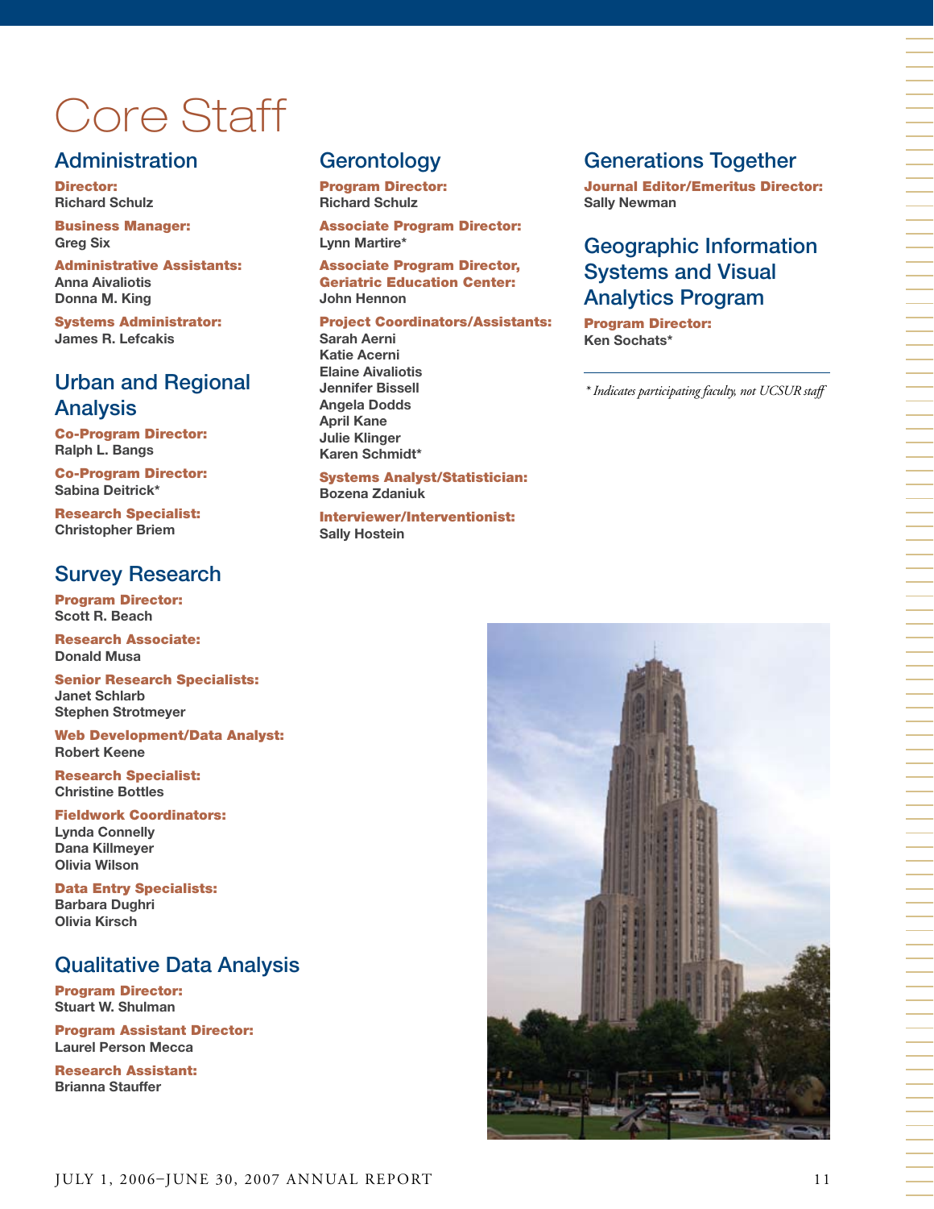# Core Staff

## Administration

**Director:**
Richard Schulz

**Business Manager:**
Greg Six

**Administrative Assistants:**
Anna Aivaliotis
Donna M. King

**Systems Administrator:**
James R. Lefcakis

## Urban and Regional Analysis

**Co-Program Director:**
Ralph L. Bangs

**Co-Program Director:**
Sabina Deitrick*

**Research Specialist:**
Christopher Briem

## Survey Research

**Program Director:**
Scott R. Beach

**Research Associate:**
Donald Musa

**Senior Research Specialists:**
Janet Schlarb
Stephen Strotmeyer

**Web Development/Data Analyst:**
Robert Keene

**Research Specialist:**
Christine Bottles

**Fieldwork Coordinators:**
Lynda Connelly
Dana Killmeyer
Olivia Wilson

**Data Entry Specialists:**
Barbara Dughri
Olivia Kirsch

## Qualitative Data Analysis

**Program Director:**
Stuart W. Shulman

**Program Assistant Director:**
Laurel Person Mecca

**Research Assistant:**
Brianna Stauffer

## Gerontology

**Program Director:**
Richard Schulz

**Associate Program Director:**
Lynn Martire*

**Associate Program Director, Geriatric Education Center:**
John Hennon

**Project Coordinators/Assistants:**
Sarah Aerni
Katie Acerni
Elaine Aivaliotis
Jennifer Bissell
Angela Dodds
April Kane
Julie Klinger
Karen Schmidt*

**Systems Analyst/Statistician:**
Bozena Zdaniuk

**Interviewer/Interventionist:**
Sally Hostein

## Generations Together

**Journal Editor/Emeritus Director:**
Sally Newman

## Geographic Information Systems and Visual Analytics Program

**Program Director:**
Ken Sochats*

*\* Indicates participating faculty, not UCSUR staff*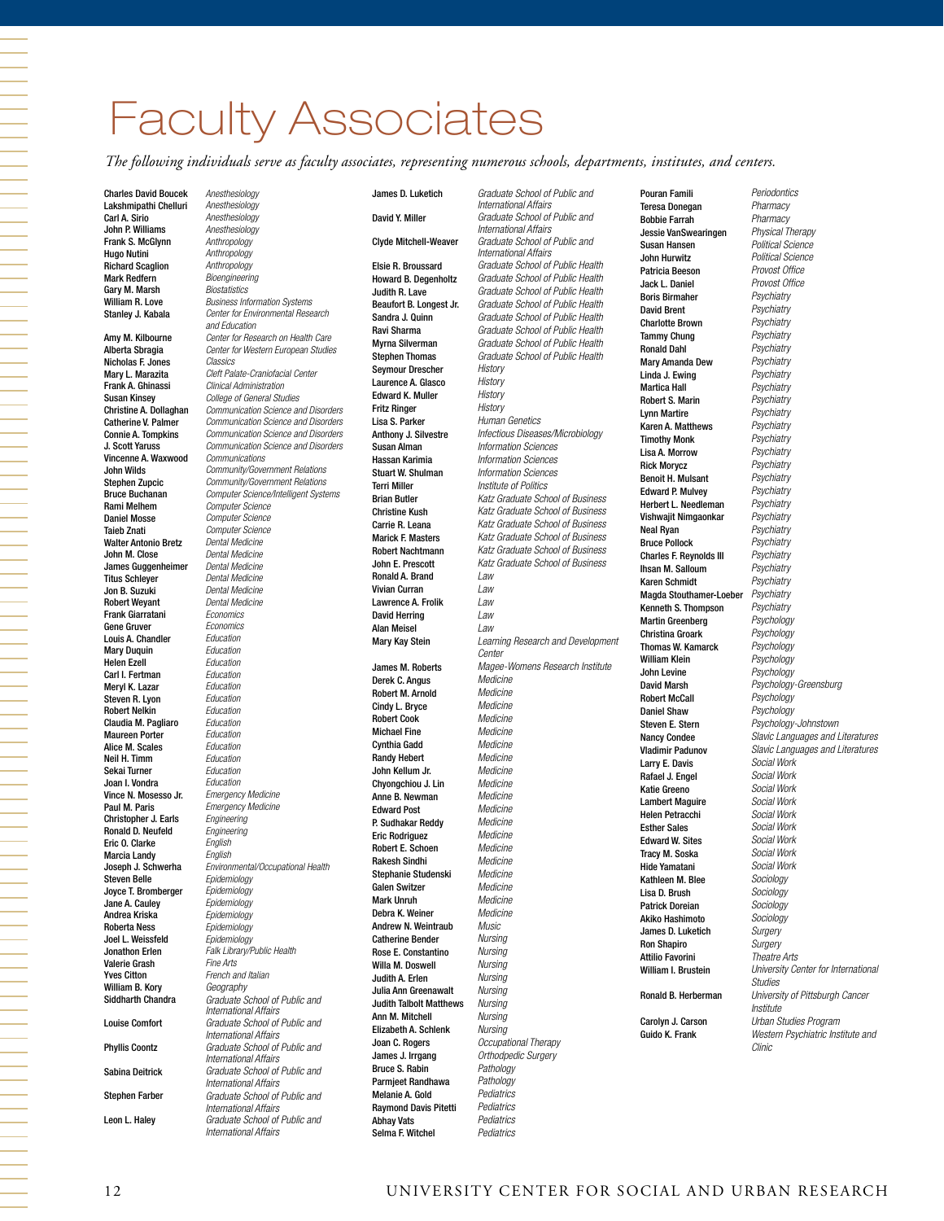# Faculty Associates

*The following individuals serve as faculty associates, representing numerous schools, departments, institutes, and centers.*

| Name | Affiliation |
|---|---|
| Charles David Boucek | *Anesthesiology* |
| Lakshmipathi Chelluri | *Anesthesiology* |
| Carl A. Sirio | *Anesthesiology* |
| John P. Williams | *Anesthesiology* |
| Frank S. McGlynn | *Anthropology* |
| Hugo Nutini | *Anthropology* |
| Richard Scaglion | *Anthropology* |
| Mark Redfern | *Bioengineering* |
| Gary M. Marsh | *Biostatistics* |
| William R. Love | *Business Information Systems* |
| Stanley J. Kabala | *Center for Environmental Research and Education* |
| Amy M. Kilbourne | *Center for Research on Health Care* |
| Alberta Sbragia | *Center for Western European Studies* |
| Nicholas F. Jones | *Classics* |
| Mary L. Marazita | *Cleft Palate-Craniofacial Center* |
| Frank A. Ghinassi | *Clinical Administration* |
| Susan Kinsey | *College of General Studies* |
| Christine A. Dollaghan | *Communication Science and Disorders* |
| Catherine V. Palmer | *Communication Science and Disorders* |
| Connie A. Tompkins | *Communication Science and Disorders* |
| J. Scott Yaruss | *Communication Science and Disorders* |
| Vincenne A. Waxwood | *Communications* |
| John Wilds | *Community/Government Relations* |
| Stephen Zupcic | *Community/Government Relations* |
| Bruce Buchanan | *Computer Science/Intelligent Systems* |
| Rami Melhem | *Computer Science* |
| Daniel Mosse | *Computer Science* |
| Taieb Znati | *Computer Science* |
| Walter Antonio Bretz | *Dental Medicine* |
| John M. Close | *Dental Medicine* |
| James Guggenheimer | *Dental Medicine* |
| Titus Schleyer | *Dental Medicine* |
| Jon B. Suzuki | *Dental Medicine* |
| Robert Weyant | *Dental Medicine* |
| Frank Giarratani | *Economics* |
| Gene Gruver | *Economics* |
| Louis A. Chandler | *Education* |
| Mary Duquin | *Education* |
| Helen Ezell | *Education* |
| Carl I. Fertman | *Education* |
| Meryl K. Lazar | *Education* |
| Steven R. Lyon | *Education* |
| Robert Nelkin | *Education* |
| Claudia M. Pagliaro | *Education* |
| Maureen Porter | *Education* |
| Alice M. Scales | *Education* |
| Neil H. Timm | *Education* |
| Sekai Turner | *Education* |
| Joan I. Vondra | *Education* |
| Vince N. Mosesso Jr. | *Emergency Medicine* |
| Paul M. Paris | *Emergency Medicine* |
| Christopher J. Earls | *Engineering* |
| Ronald D. Neufeld | *Engineering* |
| Eric O. Clarke | *English* |
| Marcia Landy | *English* |
| Joseph J. Schwerha | *Environmental/Occupational Health* |
| Steven Belle | *Epidemiology* |
| Joyce T. Bromberger | *Epidemiology* |
| Jane A. Cauley | *Epidemiology* |
| Andrea Kriska | *Epidemiology* |
| Roberta Ness | *Epidemiology* |
| Joel L. Weissfeld | *Epidemiology* |
| Jonathon Erlen | *Falk Library/Public Health* |
| Valerie Grash | *Fine Arts* |
| Yves Citton | *French and Italian* |
| William B. Kory | *Geography* |
| Siddharth Chandra | *Graduate School of Public and International Affairs* |
| Louise Comfort | *Graduate School of Public and International Affairs* |
| Phyllis Coontz | *Graduate School of Public and International Affairs* |
| Sabina Deitrick | *Graduate School of Public and International Affairs* |
| Stephen Farber | *Graduate School of Public and International Affairs* |
| Leon L. Haley | *Graduate School of Public and International Affairs* |
| James D. Luketich | *Graduate School of Public and International Affairs* |
| David Y. Miller | *Graduate School of Public and International Affairs* |
| Clyde Mitchell-Weaver | *Graduate School of Public and International Affairs* |
| Elsie R. Broussard | *Graduate School of Public Health* |
| Howard B. Degenholtz | *Graduate School of Public Health* |
| Judith R. Lave | *Graduate School of Public Health* |
| Beaufort B. Longest Jr. | *Graduate School of Public Health* |
| Sandra J. Quinn | *Graduate School of Public Health* |
| Ravi Sharma | *Graduate School of Public Health* |
| Myrna Silverman | *Graduate School of Public Health* |
| Stephen Thomas | *Graduate School of Public Health* |
| Seymour Drescher | *History* |
| Laurence A. Glasco | *History* |
| Edward K. Muller | *History* |
| Fritz Ringer | *History* |
| Lisa S. Parker | *Human Genetics* |
| Anthony J. Silvestre | *Infectious Diseases/Microbiology* |
| Susan Alman | *Information Sciences* |
| Hassan Karimia | *Information Sciences* |
| Stuart W. Shulman | *Information Sciences* |
| Terri Miller | *Institute of Politics* |
| Brian Butler | *Katz Graduate School of Business* |
| Christine Kush | *Katz Graduate School of Business* |
| Carrie R. Leana | *Katz Graduate School of Business* |
| Marick F. Masters | *Katz Graduate School of Business* |
| Robert Nachtmann | *Katz Graduate School of Business* |
| John E. Prescott | *Katz Graduate School of Business* |
| Ronald A. Brand | *Law* |
| Vivian Curran | *Law* |
| Lawrence A. Frolik | *Law* |
| David Herring | *Law* |
| Alan Meisel | *Law* |
| Mary Kay Stein | *Learning Research and Development Center* |
| James M. Roberts | *Magee-Womens Research Institute* |
| Derek C. Angus | *Medicine* |
| Robert M. Arnold | *Medicine* |
| Cindy L. Bryce | *Medicine* |
| Robert Cook | *Medicine* |
| Michael Fine | *Medicine* |
| Cynthia Gadd | *Medicine* |
| Randy Hebert | *Medicine* |
| John Kellum Jr. | *Medicine* |
| Chyongchiou J. Lin | *Medicine* |
| Anne B. Newman | *Medicine* |
| Edward Post | *Medicine* |
| P. Sudhakar Reddy | *Medicine* |
| Eric Rodriguez | *Medicine* |
| Robert E. Schoen | *Medicine* |
| Rakesh Sindhi | *Medicine* |
| Stephanie Studenski | *Medicine* |
| Galen Switzer | *Medicine* |
| Mark Unruh | *Medicine* |
| Debra K. Weiner | *Medicine* |
| Andrew N. Weintraub | *Music* |
| Catherine Bender | *Nursing* |
| Rose E. Constantino | *Nursing* |
| Willa M. Doswell | *Nursing* |
| Judith A. Erlen | *Nursing* |
| Julia Ann Greenawalt | *Nursing* |
| Judith Talbott Matthews | *Nursing* |
| Ann M. Mitchell | *Nursing* |
| Elizabeth A. Schlenk | *Nursing* |
| Joan C. Rogers | *Occupational Therapy* |
| James J. Irrgang | *Orthodpedic Surgery* |
| Bruce S. Rabin | *Pathology* |
| Parmjeet Randhawa | *Pathology* |
| Melanie A. Gold | *Pediatrics* |
| Raymond Davis Pitetti | *Pediatrics* |
| Abhay Vats | *Pediatrics* |
| Selma F. Witchel | *Pediatrics* |
| Pouran Famili | *Periodontics* |
| Teresa Donegan | *Pharmacy* |
| Bobbie Farrah | *Pharmacy* |
| Jessie VanSwearingen | *Physical Therapy* |
| Susan Hansen | *Political Science* |
| John Hurwitz | *Political Science* |
| Patricia Beeson | *Provost Office* |
| Jack L. Daniel | *Provost Office* |
| Boris Birmaher | *Psychiatry* |
| David Brent | *Psychiatry* |
| Charlotte Brown | *Psychiatry* |
| Tammy Chung | *Psychiatry* |
| Ronald Dahl | *Psychiatry* |
| Mary Amanda Dew | *Psychiatry* |
| Linda J. Ewing | *Psychiatry* |
| Martica Hall | *Psychiatry* |
| Robert S. Marin | *Psychiatry* |
| Lynn Martire | *Psychiatry* |
| Karen A. Matthews | *Psychiatry* |
| Timothy Monk | *Psychiatry* |
| Lisa A. Morrow | *Psychiatry* |
| Rick Morycz | *Psychiatry* |
| Benoit H. Mulsant | *Psychiatry* |
| Edward P. Mulvey | *Psychiatry* |
| Herbert L. Needleman | *Psychiatry* |
| Vishwajit Nimgaonkar | *Psychiatry* |
| Neal Ryan | *Psychiatry* |
| Bruce Pollock | *Psychiatry* |
| Charles F. Reynolds III | *Psychiatry* |
| Ihsan M. Salloum | *Psychiatry* |
| Karen Schmidt | *Psychiatry* |
| Magda Stouthamer-Loeber | *Psychiatry* |
| Kenneth S. Thompson | *Psychiatry* |
| Martin Greenberg | *Psychology* |
| Christina Groark | *Psychology* |
| Thomas W. Kamarck | *Psychology* |
| William Klein | *Psychology* |
| John Levine | *Psychology* |
| David Marsh | *Psychology-Greensburg* |
| Robert McCall | *Psychology* |
| Daniel Shaw | *Psychology* |
| Steven E. Stern | *Psychology-Johnstown* |
| Nancy Condee | *Slavic Languages and Literatures* |
| Vladimir Padunov | *Slavic Languages and Literatures* |
| Larry E. Davis | *Social Work* |
| Rafael J. Engel | *Social Work* |
| Katie Greeno | *Social Work* |
| Lambert Maguire | *Social Work* |
| Helen Petracchi | *Social Work* |
| Esther Sales | *Social Work* |
| Edward W. Sites | *Social Work* |
| Tracy M. Soska | *Social Work* |
| Hide Yamatani | *Social Work* |
| Kathleen M. Blee | *Sociology* |
| Lisa D. Brush | *Sociology* |
| Patrick Doreian | *Sociology* |
| Akiko Hashimoto | *Sociology* |
| James D. Luketich | *Surgery* |
| Ron Shapiro | *Surgery* |
| Attilio Favorini | *Theatre Arts* |
| William I. Brustein | *University Center for International Studies* |
| Ronald B. Herberman | *University of Pittsburgh Cancer Institute* |
| Carolyn J. Carson | *Urban Studies Program* |
| Guido K. Frank | *Western Psychiatric Institute and Clinic* |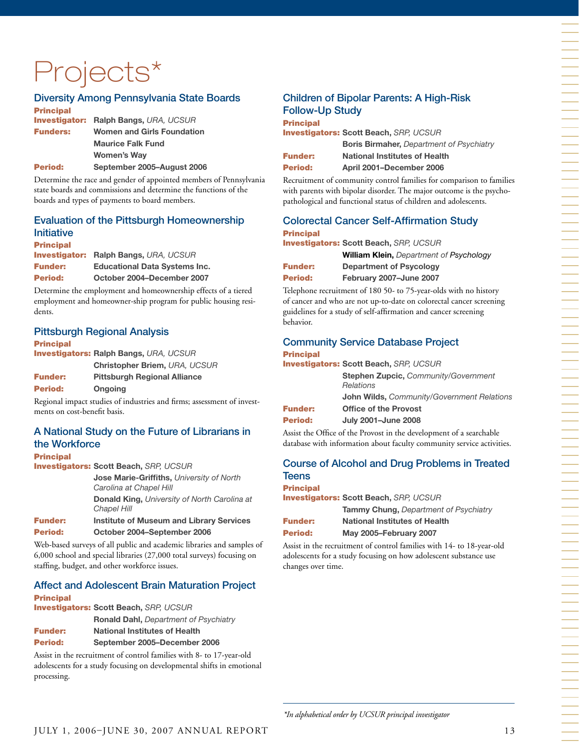# Projects*

## Diversity Among Pennsylvania State Boards

**Principal Investigator:** **Ralph Bangs,** *URA, UCSUR*

**Funders:** **Women and Girls Foundation**
**Maurice Falk Fund**
**Women's Way**

**Period:** **September 2005–August 2006**

Determine the race and gender of appointed members of Pennsylvania state boards and commissions and determine the functions of the boards and types of payments to board members.

## Evaluation of the Pittsburgh Homeownership Initiative

**Principal Investigator:** **Ralph Bangs,** *URA, UCSUR*

**Funder:** **Educational Data Systems Inc.**

**Period:** **October 2004–December 2007**

Determine the employment and homeownership effects of a tiered employment and homeowner-ship program for public housing residents.

## Pittsburgh Regional Analysis

**Principal Investigators:** **Ralph Bangs,** *URA, UCSUR*
**Christopher Briem,** *URA, UCSUR*

**Funder:** **Pittsburgh Regional Alliance**

**Period:** **Ongoing**

Regional impact studies of industries and firms; assessment of investments on cost-benefit basis.

## A National Study on the Future of Librarians in the Workforce

**Principal Investigators:** **Scott Beach,** *SRP, UCSUR*
**Jose Marie-Griffiths,** *University of North Carolina at Chapel Hill*
**Donald King,** *University of North Carolina at Chapel Hill*

**Funder:** **Institute of Museum and Library Services**

**Period:** **October 2004–September 2006**

Web-based surveys of all public and academic libraries and samples of 6,000 school and special libraries (27,000 total surveys) focusing on staffing, budget, and other workforce issues.

## Affect and Adolescent Brain Maturation Project

**Principal Investigators:** **Scott Beach,** *SRP, UCSUR*
**Ronald Dahl,** *Department of Psychiatry*

**Funder:** **National Institutes of Health**

**Period:** **September 2005–December 2006**

Assist in the recruitment of control families with 8- to 17-year-old adolescents for a study focusing on developmental shifts in emotional processing.

## Children of Bipolar Parents: A High-Risk Follow-Up Study

**Principal Investigators:** **Scott Beach,** *SRP, UCSUR*
**Boris Birmaher,** *Department of Psychiatry*

**Funder:** **National Institutes of Health**

**Period:** **April 2001–December 2006**

Recruitment of community control families for comparison to families with parents with bipolar disorder. The major outcome is the psycho-pathological and functional status of children and adolescents.

## Colorectal Cancer Self-Affirmation Study

**Principal Investigators:** **Scott Beach,** *SRP, UCSUR*
**William Klein,** *Department of Psychology*

**Funder:** **Department of Psycology**

**Period:** **February 2007–June 2007**

Telephone recruitment of 180 50- to 75-year-olds with no history of cancer and who are not up-to-date on colorectal cancer screening guidelines for a study of self-affirmation and cancer screening behavior.

## Community Service Database Project

**Principal Investigators:** **Scott Beach,** *SRP, UCSUR*
**Stephen Zupcic,** *Community/Government Relations*
**John Wilds,** *Community/Government Relations*

**Funder:** **Office of the Provost**

**Period:** **July 2001–June 2008**

Assist the Office of the Provost in the development of a searchable database with information about faculty community service activities.

## Course of Alcohol and Drug Problems in Treated Teens

**Principal Investigators:** **Scott Beach,** *SRP, UCSUR*
**Tammy Chung,** *Department of Psychiatry*

**Funder:** **National Institutes of Health**

**Period:** **May 2005–February 2007**

Assist in the recruitment of control families with 14- to 18-year-old adolescents for a study focusing on how adolescent substance use changes over time.

*\*In alphabetical order by UCSUR principal investigator*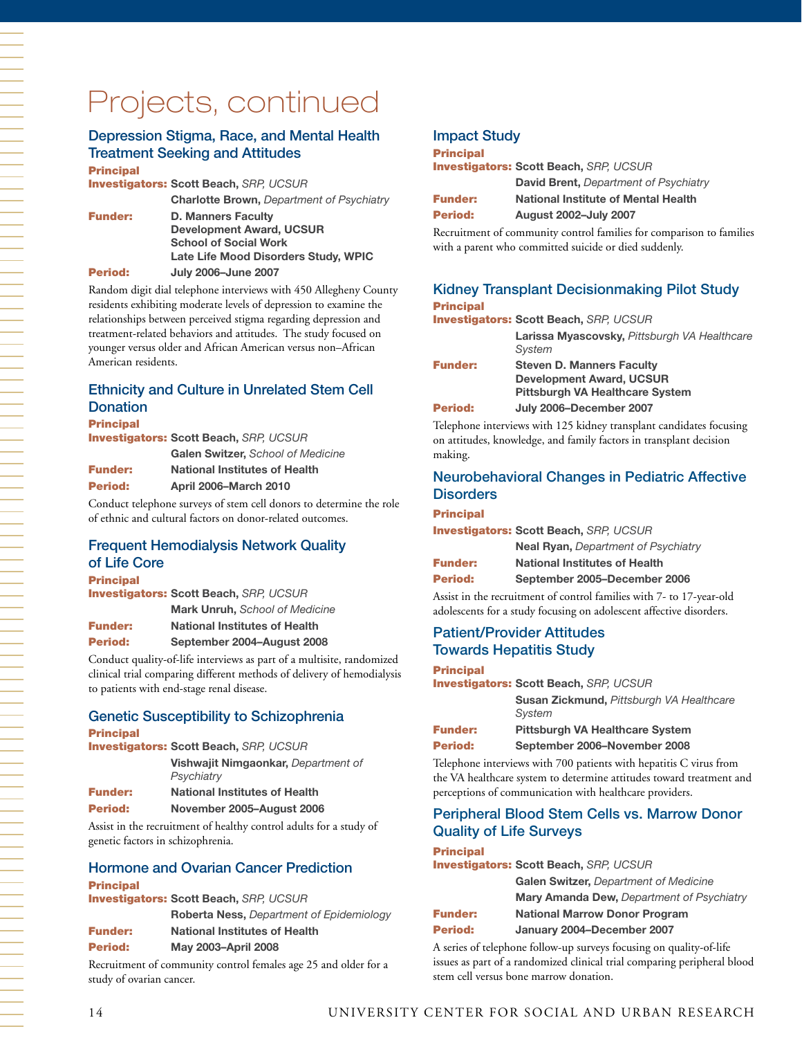# Projects, continued

## Depression Stigma, Race, and Mental Health Treatment Seeking and Attitudes

**Principal Investigators:** **Scott Beach,** *SRP, UCSUR*
**Charlotte Brown,** *Department of Psychiatry*

**Funder:** **D. Manners Faculty Development Award, UCSUR**
**School of Social Work**
**Late Life Mood Disorders Study, WPIC**

**Period:** **July 2006–June 2007**

Random digit dial telephone interviews with 450 Allegheny County residents exhibiting moderate levels of depression to examine the relationships between perceived stigma regarding depression and treatment-related behaviors and attitudes. The study focused on younger versus older and African American versus non–African American residents.

## Ethnicity and Culture in Unrelated Stem Cell Donation

**Principal Investigators:** **Scott Beach,** *SRP, UCSUR*
**Galen Switzer,** *School of Medicine*

**Funder:** **National Institutes of Health**

**Period:** **April 2006–March 2010**

Conduct telephone surveys of stem cell donors to determine the role of ethnic and cultural factors on donor-related outcomes.

## Frequent Hemodialysis Network Quality of Life Core

**Principal Investigators:** **Scott Beach,** *SRP, UCSUR*
**Mark Unruh,** *School of Medicine*

**Funder:** **National Institutes of Health**

**Period:** **September 2004–August 2008**

Conduct quality-of-life interviews as part of a multisite, randomized clinical trial comparing different methods of delivery of hemodialysis to patients with end-stage renal disease.

## Genetic Susceptibility to Schizophrenia

**Principal Investigators:** **Scott Beach,** *SRP, UCSUR*
**Vishwajit Nimgaonkar,** *Department of Psychiatry*

**Funder:** **National Institutes of Health**

**Period:** **November 2005–August 2006**

Assist in the recruitment of healthy control adults for a study of genetic factors in schizophrenia.

## Hormone and Ovarian Cancer Prediction

**Principal Investigators:** **Scott Beach,** *SRP, UCSUR*
**Roberta Ness,** *Department of Epidemiology*

**Funder:** **National Institutes of Health**

**Period:** **May 2003–April 2008**

Recruitment of community control females age 25 and older for a study of ovarian cancer.

## Impact Study

**Principal Investigators:** **Scott Beach,** *SRP, UCSUR*
**David Brent,** *Department of Psychiatry*

**Funder:** **National Institute of Mental Health**

**Period:** **August 2002–July 2007**

Recruitment of community control families for comparison to families with a parent who committed suicide or died suddenly.

## Kidney Transplant Decisionmaking Pilot Study

**Principal Investigators:** **Scott Beach,** *SRP, UCSUR*
**Larissa Myascovsky,** *Pittsburgh VA Healthcare System*

**Funder:** **Steven D. Manners Faculty Development Award, UCSUR**
**Pittsburgh VA Healthcare System**

**Period:** **July 2006–December 2007**

Telephone interviews with 125 kidney transplant candidates focusing on attitudes, knowledge, and family factors in transplant decision making.

## Neurobehavioral Changes in Pediatric Affective Disorders

**Principal Investigators:** **Scott Beach,** *SRP, UCSUR*
**Neal Ryan,** *Department of Psychiatry*

**Funder:** **National Institutes of Health**

**Period:** **September 2005–December 2006**

Assist in the recruitment of control families with 7- to 17-year-old adolescents for a study focusing on adolescent affective disorders.

## Patient/Provider Attitudes Towards Hepatitis Study

**Principal Investigators:** **Scott Beach,** *SRP, UCSUR*
**Susan Zickmund,** *Pittsburgh VA Healthcare System*

**Funder:** **Pittsburgh VA Healthcare System**

**Period:** **September 2006–November 2008**

Telephone interviews with 700 patients with hepatitis C virus from the VA healthcare system to determine attitudes toward treatment and perceptions of communication with healthcare providers.

## Peripheral Blood Stem Cells vs. Marrow Donor Quality of Life Surveys

**Principal Investigators:** **Scott Beach,** *SRP, UCSUR*
**Galen Switzer,** *Department of Medicine*
**Mary Amanda Dew,** *Department of Psychiatry*

**Funder:** **National Marrow Donor Program**

**Period:** **January 2004–December 2007**

A series of telephone follow-up surveys focusing on quality-of-life issues as part of a randomized clinical trial comparing peripheral blood stem cell versus bone marrow donation.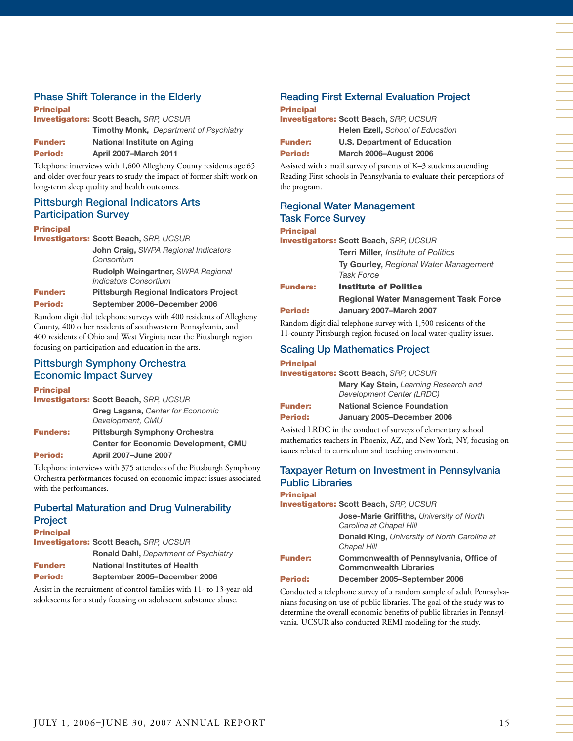### Phase Shift Tolerance in the Elderly

**Principal Investigators:** **Scott Beach,** *SRP, UCSUR*
**Timothy Monk,** *Department of Psychiatry*
**Funder:** **National Institute on Aging**
**Period:** **April 2007–March 2011**

Telephone interviews with 1,600 Allegheny County residents age 65 and older over four years to study the impact of former shift work on long-term sleep quality and health outcomes.

### Pittsburgh Regional Indicators Arts Participation Survey

**Principal Investigators:** **Scott Beach,** *SRP, UCSUR*
**John Craig,** *SWPA Regional Indicators Consortium*
**Rudolph Weingartner,** *SWPA Regional Indicators Consortium*
**Funder:** **Pittsburgh Regional Indicators Project**
**Period:** **September 2006–December 2006**

Random digit dial telephone surveys with 400 residents of Allegheny County, 400 other residents of southwestern Pennsylvania, and 400 residents of Ohio and West Virginia near the Pittsburgh region focusing on participation and education in the arts.

### Pittsburgh Symphony Orchestra Economic Impact Survey

**Principal Investigators:** **Scott Beach,** *SRP, UCSUR*
**Greg Lagana,** *Center for Economic Development, CMU*
**Funders:** **Pittsburgh Symphony Orchestra**
**Center for Economic Development, CMU**
**Period:** **April 2007–June 2007**

Telephone interviews with 375 attendees of the Pittsburgh Symphony Orchestra performances focused on economic impact issues associated with the performances.

### Pubertal Maturation and Drug Vulnerability Project

**Principal Investigators:** **Scott Beach,** *SRP, UCSUR*
**Ronald Dahl,** *Department of Psychiatry*
**Funder:** **National Institutes of Health**
**Period:** **September 2005–December 2006**

Assist in the recruitment of control families with 11- to 13-year-old adolescents for a study focusing on adolescent substance abuse.

### Reading First External Evaluation Project

**Principal Investigators:** **Scott Beach,** *SRP, UCSUR*
**Helen Ezell,** *School of Education*
**Funder:** **U.S. Department of Education**
**Period:** **March 2006–August 2006**

Assisted with a mail survey of parents of K–3 students attending Reading First schools in Pennsylvania to evaluate their perceptions of the program.

### Regional Water Management Task Force Survey

**Principal Investigators:** **Scott Beach,** *SRP, UCSUR*
**Terri Miller,** *Institute of Politics*
**Ty Gourley,** *Regional Water Management Task Force*
**Funders:** **Institute of Politics**
**Regional Water Management Task Force**
**Period:** **January 2007–March 2007**

Random digit dial telephone survey with 1,500 residents of the 11-county Pittsburgh region focused on local water-quality issues.

### Scaling Up Mathematics Project

**Principal Investigators:** **Scott Beach,** *SRP, UCSUR*
**Mary Kay Stein,** *Learning Research and Development Center (LRDC)*
**Funder:** **National Science Foundation**
**Period:** **January 2005–December 2006**

Assisted LRDC in the conduct of surveys of elementary school mathematics teachers in Phoenix, AZ, and New York, NY, focusing on issues related to curriculum and teaching environment.

### Taxpayer Return on Investment in Pennsylvania Public Libraries

**Principal Investigators:** **Scott Beach,** *SRP, UCSUR*
**Jose-Marie Griffiths,** *University of North Carolina at Chapel Hill*
**Donald King,** *University of North Carolina at Chapel Hill*
**Funder:** **Commonwealth of Pennsylvania, Office of Commonwealth Libraries**
**Period:** **December 2005–September 2006**

Conducted a telephone survey of a random sample of adult Pennsylvanians focusing on use of public libraries. The goal of the study was to determine the overall economic benefits of public libraries in Pennsylvania. UCSUR also conducted REMI modeling for the study.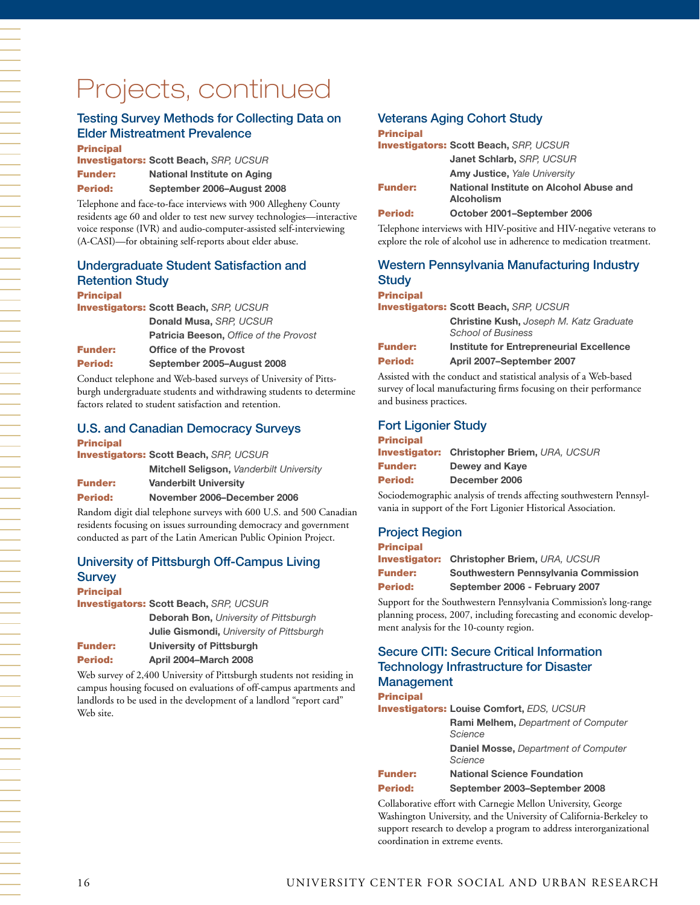# Projects, continued

## Testing Survey Methods for Collecting Data on Elder Mistreatment Prevalence

**Principal Investigators:** **Scott Beach,** *SRP, UCSUR*

**Funder:** **National Institute on Aging**

**Period:** **September 2006–August 2008**

Telephone and face-to-face interviews with 900 Allegheny County residents age 60 and older to test new survey technologies—interactive voice response (IVR) and audio-computer-assisted self-interviewing (A-CASI)—for obtaining self-reports about elder abuse.

## Undergraduate Student Satisfaction and Retention Study

**Principal Investigators:** **Scott Beach,** *SRP, UCSUR*
**Donald Musa,** *SRP, UCSUR*
**Patricia Beeson,** *Office of the Provost*

**Funder:** **Office of the Provost**

**Period:** **September 2005–August 2008**

Conduct telephone and Web-based surveys of University of Pittsburgh undergraduate students and withdrawing students to determine factors related to student satisfaction and retention.

## U.S. and Canadian Democracy Surveys

**Principal Investigators:** **Scott Beach,** *SRP, UCSUR*
**Mitchell Seligson,** *Vanderbilt University*

**Funder:** **Vanderbilt University**

**Period:** **November 2006–December 2006**

Random digit dial telephone surveys with 600 U.S. and 500 Canadian residents focusing on issues surrounding democracy and government conducted as part of the Latin American Public Opinion Project.

## University of Pittsburgh Off-Campus Living Survey

**Principal Investigators:** **Scott Beach,** *SRP, UCSUR*
**Deborah Bon,** *University of Pittsburgh*
**Julie Gismondi,** *University of Pittsburgh*

**Funder:** **University of Pittsburgh**

**Period:** **April 2004–March 2008**

Web survey of 2,400 University of Pittsburgh students not residing in campus housing focused on evaluations of off-campus apartments and landlords to be used in the development of a landlord "report card" Web site.

## Veterans Aging Cohort Study

**Principal Investigators:** **Scott Beach,** *SRP, UCSUR*
**Janet Schlarb,** *SRP, UCSUR*
**Amy Justice,** *Yale University*

**Funder:** **National Institute on Alcohol Abuse and Alcoholism**

**Period:** **October 2001–September 2006**

Telephone interviews with HIV-positive and HIV-negative veterans to explore the role of alcohol use in adherence to medication treatment.

## Western Pennsylvania Manufacturing Industry Study

**Principal Investigators:** **Scott Beach,** *SRP, UCSUR*
**Christine Kush,** *Joseph M. Katz Graduate School of Business*

**Funder:** **Institute for Entrepreneurial Excellence**

**Period:** **April 2007–September 2007**

Assisted with the conduct and statistical analysis of a Web-based survey of local manufacturing firms focusing on their performance and business practices.

## Fort Ligonier Study

**Principal Investigator:** **Christopher Briem,** *URA, UCSUR*

**Funder:** **Dewey and Kaye**

**Period:** **December 2006**

Sociodemographic analysis of trends affecting southwestern Pennsylvania in support of the Fort Ligonier Historical Association.

## Project Region

**Principal Investigator:** **Christopher Briem,** *URA, UCSUR*

**Funder:** **Southwestern Pennsylvania Commission**

**Period:** **September 2006 - February 2007**

Support for the Southwestern Pennsylvania Commission's long-range planning process, 2007, including forecasting and economic development analysis for the 10-county region.

## Secure CITI: Secure Critical Information Technology Infrastructure for Disaster Management

**Principal Investigators:** **Louise Comfort,** *EDS, UCSUR*
**Rami Melhem,** *Department of Computer Science*
**Daniel Mosse,** *Department of Computer Science*

**Funder:** **National Science Foundation**

**Period:** **September 2003–September 2008**

Collaborative effort with Carnegie Mellon University, George Washington University, and the University of California-Berkeley to support research to develop a program to address interorganizational coordination in extreme events.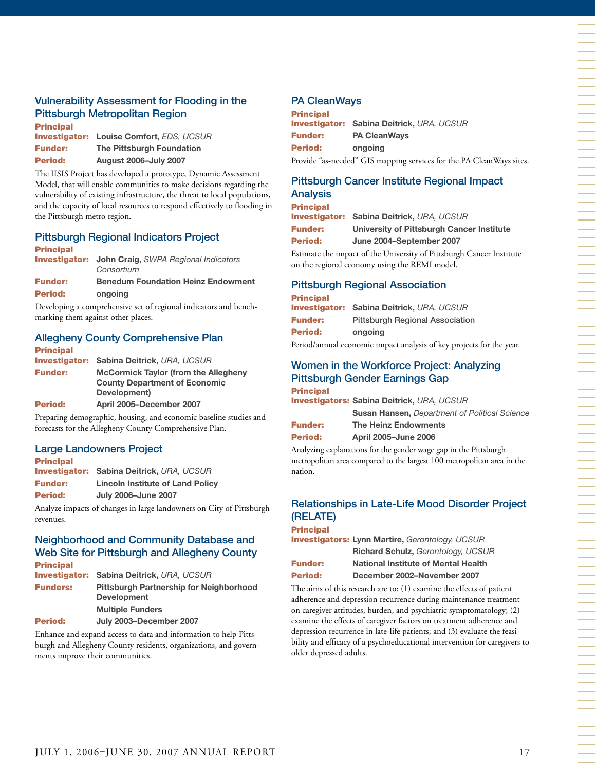### Vulnerability Assessment for Flooding in the Pittsburgh Metropolitan Region

**Principal Investigator:** **Louise Comfort,** *EDS, UCSUR*
**Funder:** **The Pittsburgh Foundation**
**Period:** **August 2006–July 2007**

The IISIS Project has developed a prototype, Dynamic Assessment Model, that will enable communities to make decisions regarding the vulnerability of existing infrastructure, the threat to local populations, and the capacity of local resources to respond effectively to flooding in the Pittsburgh metro region.

### Pittsburgh Regional Indicators Project

**Principal Investigator:** **John Craig,** *SWPA Regional Indicators Consortium*
**Funder:** **Benedum Foundation Heinz Endowment**
**Period:** **ongoing**

Developing a comprehensive set of regional indicators and benchmarking them against other places.

### Allegheny County Comprehensive Plan

**Principal Investigator:** **Sabina Deitrick,** *URA, UCSUR*
**Funder:** **McCormick Taylor (from the Allegheny County Department of Economic Development)**
**Period:** **April 2005–December 2007**

Preparing demographic, housing, and economic baseline studies and forecasts for the Allegheny County Comprehensive Plan.

### Large Landowners Project

**Principal Investigator:** **Sabina Deitrick,** *URA, UCSUR*
**Funder:** **Lincoln Institute of Land Policy**
**Period:** **July 2006–June 2007**

Analyze impacts of changes in large landowners on City of Pittsburgh revenues.

### Neighborhood and Community Database and Web Site for Pittsburgh and Allegheny County

**Principal Investigator:** **Sabina Deitrick,** *URA, UCSUR*
**Funders:** **Pittsburgh Partnership for Neighborhood Development**
**Multiple Funders**
**Period:** **July 2003–December 2007**

Enhance and expand access to data and information to help Pittsburgh and Allegheny County residents, organizations, and governments improve their communities.

### PA CleanWays

**Principal Investigator:** **Sabina Deitrick,** *URA, UCSUR*
**Funder:** **PA CleanWays**
**Period:** **ongoing**

Provide "as-needed" GIS mapping services for the PA CleanWays sites.

### Pittsburgh Cancer Institute Regional Impact Analysis

**Principal Investigator:** **Sabina Deitrick,** *URA, UCSUR*
**Funder:** **University of Pittsburgh Cancer Institute**
**Period:** **June 2004–September 2007**

Estimate the impact of the University of Pittsburgh Cancer Institute on the regional economy using the REMI model.

### Pittsburgh Regional Association

**Principal Investigator:** **Sabina Deitrick,** *URA, UCSUR*
**Funder:** **Pittsburgh Regional Association**
**Period:** **ongoing**

Period/annual economic impact analysis of key projects for the year.

### Women in the Workforce Project: Analyzing Pittsburgh Gender Earnings Gap

**Principal Investigators:** **Sabina Deitrick,** *URA, UCSUR*
**Susan Hansen,** *Department of Political Science*
**Funder:** **The Heinz Endowments**
**Period:** **April 2005–June 2006**

Analyzing explanations for the gender wage gap in the Pittsburgh metropolitan area compared to the largest 100 metropolitan area in the nation.

### Relationships in Late-Life Mood Disorder Project (RELATE)

**Principal Investigators:** **Lynn Martire,** *Gerontology, UCSUR*
**Richard Schulz,** *Gerontology, UCSUR*
**Funder:** **National Institute of Mental Health**
**Period:** **December 2002–November 2007**

The aims of this research are to: (1) examine the effects of patient adherence and depression recurrence during maintenance treatment on caregiver attitudes, burden, and psychiatric symptomatology; (2) examine the effects of caregiver factors on treatment adherence and depression recurrence in late-life patients; and (3) evaluate the feasibility and efficacy of a psychoeducational intervention for caregivers to older depressed adults.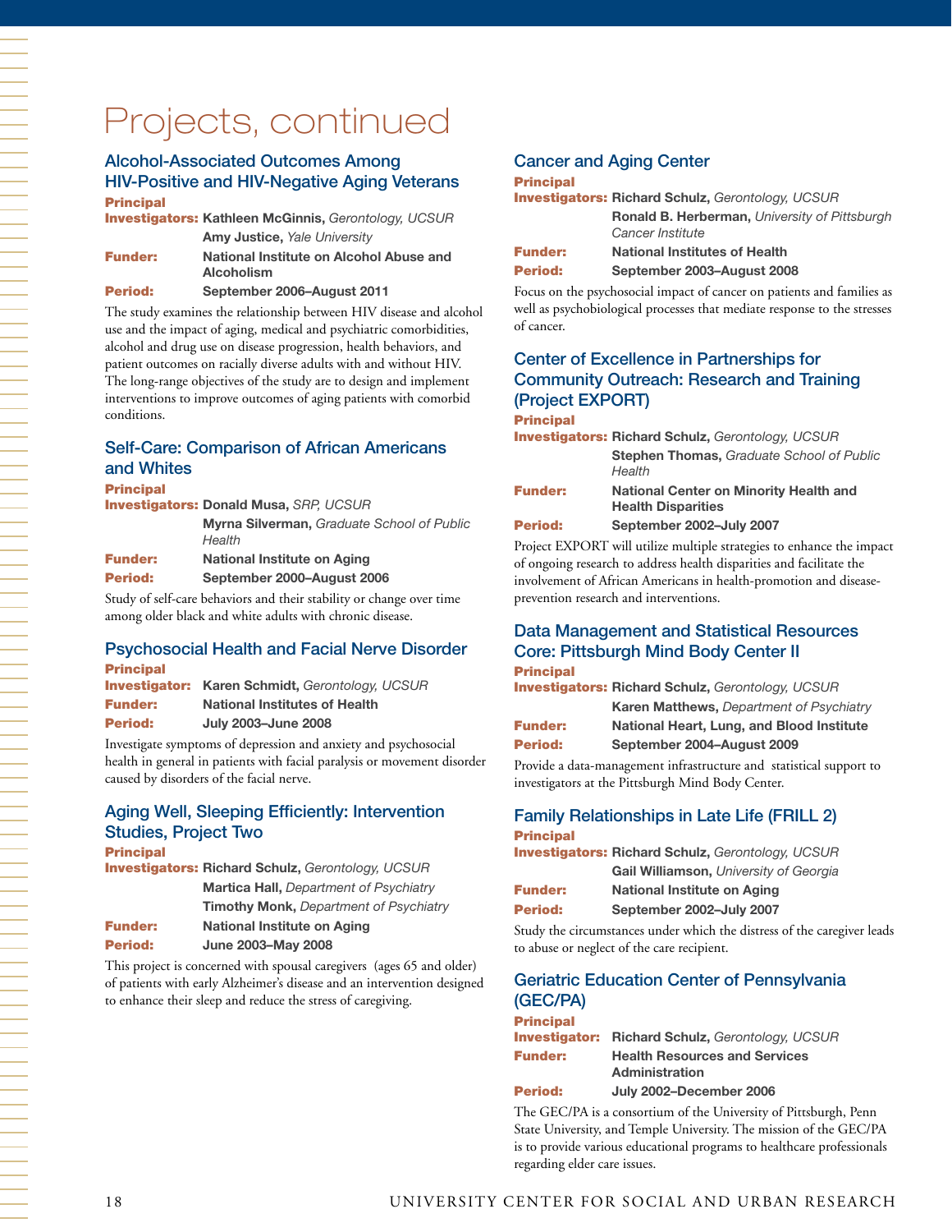# Projects, continued

## Alcohol-Associated Outcomes Among HIV-Positive and HIV-Negative Aging Veterans

**Principal Investigators:** **Kathleen McGinnis,** *Gerontology, UCSUR*
**Amy Justice,** *Yale University*
**Funder:** **National Institute on Alcohol Abuse and Alcoholism**
**Period:** **September 2006–August 2011**

The study examines the relationship between HIV disease and alcohol use and the impact of aging, medical and psychiatric comorbidities, alcohol and drug use on disease progression, health behaviors, and patient outcomes on racially diverse adults with and without HIV. The long-range objectives of the study are to design and implement interventions to improve outcomes of aging patients with comorbid conditions.

## Self-Care: Comparison of African Americans and Whites

**Principal Investigators:** **Donald Musa,** *SRP, UCSUR*
**Myrna Silverman,** *Graduate School of Public Health*
**Funder:** **National Institute on Aging**
**Period:** **September 2000–August 2006**

Study of self-care behaviors and their stability or change over time among older black and white adults with chronic disease.

## Psychosocial Health and Facial Nerve Disorder

**Principal Investigator:** **Karen Schmidt,** *Gerontology, UCSUR*
**Funder:** **National Institutes of Health**
**Period:** **July 2003–June 2008**

Investigate symptoms of depression and anxiety and psychosocial health in general in patients with facial paralysis or movement disorder caused by disorders of the facial nerve.

## Aging Well, Sleeping Efficiently: Intervention Studies, Project Two

**Principal Investigators:** **Richard Schulz,** *Gerontology, UCSUR*
**Martica Hall,** *Department of Psychiatry*
**Timothy Monk,** *Department of Psychiatry*
**Funder:** **National Institute on Aging**
**Period:** **June 2003–May 2008**

This project is concerned with spousal caregivers (ages 65 and older) of patients with early Alzheimer's disease and an intervention designed to enhance their sleep and reduce the stress of caregiving.

## Cancer and Aging Center

**Principal Investigators:** **Richard Schulz,** *Gerontology, UCSUR*
**Ronald B. Herberman,** *University of Pittsburgh Cancer Institute*
**Funder:** **National Institutes of Health**
**Period:** **September 2003–August 2008**

Focus on the psychosocial impact of cancer on patients and families as well as psychobiological processes that mediate response to the stresses of cancer.

## Center of Excellence in Partnerships for Community Outreach: Research and Training (Project EXPORT)

**Principal Investigators:** **Richard Schulz,** *Gerontology, UCSUR*
**Stephen Thomas,** *Graduate School of Public Health*
**Funder:** **National Center on Minority Health and Health Disparities**
**Period:** **September 2002–July 2007**

Project EXPORT will utilize multiple strategies to enhance the impact of ongoing research to address health disparities and facilitate the involvement of African Americans in health-promotion and disease-prevention research and interventions.

## Data Management and Statistical Resources Core: Pittsburgh Mind Body Center II

**Principal Investigators:** **Richard Schulz,** *Gerontology, UCSUR*
**Karen Matthews,** *Department of Psychiatry*
**Funder:** **National Heart, Lung, and Blood Institute**
**Period:** **September 2004–August 2009**

Provide a data-management infrastructure and statistical support to investigators at the Pittsburgh Mind Body Center.

## Family Relationships in Late Life (FRILL 2)

**Principal Investigators:** **Richard Schulz,** *Gerontology, UCSUR*
**Gail Williamson,** *University of Georgia*
**Funder:** **National Institute on Aging**
**Period:** **September 2002–July 2007**

Study the circumstances under which the distress of the caregiver leads to abuse or neglect of the care recipient.

## Geriatric Education Center of Pennsylvania (GEC/PA)

**Principal Investigator:** **Richard Schulz,** *Gerontology, UCSUR*
**Funder:** **Health Resources and Services Administration**
**Period:** **July 2002–December 2006**

The GEC/PA is a consortium of the University of Pittsburgh, Penn State University, and Temple University. The mission of the GEC/PA is to provide various educational programs to healthcare professionals regarding elder care issues.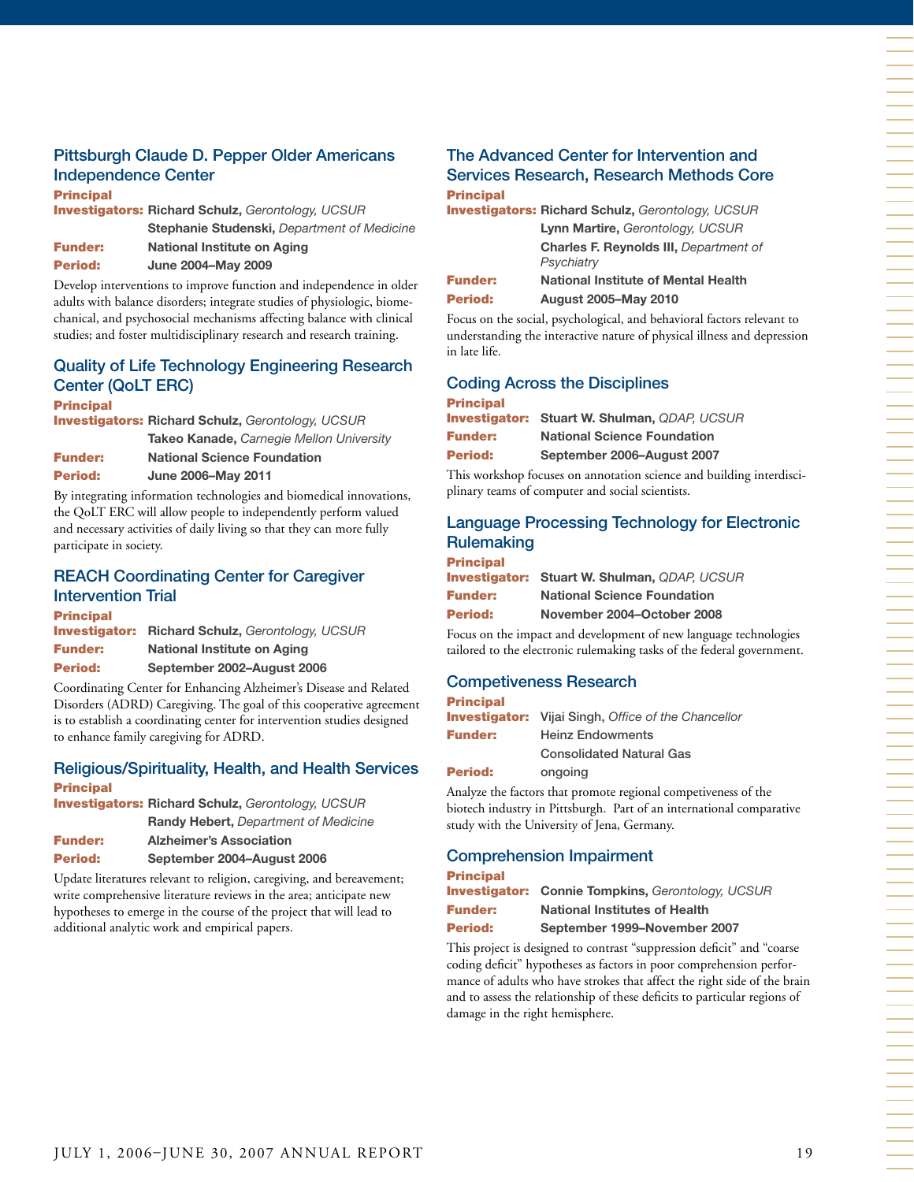### Pittsburgh Claude D. Pepper Older Americans Independence Center

**Principal Investigators:** **Richard Schulz,** *Gerontology, UCSUR*
**Stephanie Studenski,** *Department of Medicine*
**Funder:** **National Institute on Aging**
**Period:** **June 2004–May 2009**

Develop interventions to improve function and independence in older adults with balance disorders; integrate studies of physiologic, biomechanical, and psychosocial mechanisms affecting balance with clinical studies; and foster multidisciplinary research and research training.

### Quality of Life Technology Engineering Research Center (QoLT ERC)

**Principal Investigators:** **Richard Schulz,** *Gerontology, UCSUR*
**Takeo Kanade,** *Carnegie Mellon University*
**Funder:** **National Science Foundation**
**Period:** **June 2006–May 2011**

By integrating information technologies and biomedical innovations, the QoLT ERC will allow people to independently perform valued and necessary activities of daily living so that they can more fully participate in society.

### REACH Coordinating Center for Caregiver Intervention Trial

**Principal Investigator:** **Richard Schulz,** *Gerontology, UCSUR*
**Funder:** **National Institute on Aging**
**Period:** **September 2002–August 2006**

Coordinating Center for Enhancing Alzheimer's Disease and Related Disorders (ADRD) Caregiving. The goal of this cooperative agreement is to establish a coordinating center for intervention studies designed to enhance family caregiving for ADRD.

### Religious/Spirituality, Health, and Health Services

**Principal Investigators:** **Richard Schulz,** *Gerontology, UCSUR*
**Randy Hebert,** *Department of Medicine*
**Funder:** **Alzheimer's Association**
**Period:** **September 2004–August 2006**

Update literatures relevant to religion, caregiving, and bereavement; write comprehensive literature reviews in the area; anticipate new hypotheses to emerge in the course of the project that will lead to additional analytic work and empirical papers.

### The Advanced Center for Intervention and Services Research, Research Methods Core

**Principal Investigators:** **Richard Schulz,** *Gerontology, UCSUR*
**Lynn Martire,** *Gerontology, UCSUR*
**Charles F. Reynolds III,** *Department of Psychiatry*
**Funder:** **National Institute of Mental Health**
**Period:** **August 2005–May 2010**

Focus on the social, psychological, and behavioral factors relevant to understanding the interactive nature of physical illness and depression in late life.

### Coding Across the Disciplines

**Principal Investigator:** **Stuart W. Shulman,** *QDAP, UCSUR*
**Funder:** **National Science Foundation**
**Period:** **September 2006–August 2007**

This workshop focuses on annotation science and building interdisciplinary teams of computer and social scientists.

### Language Processing Technology for Electronic Rulemaking

**Principal Investigator:** **Stuart W. Shulman,** *QDAP, UCSUR*
**Funder:** **National Science Foundation**
**Period:** **November 2004–October 2008**

Focus on the impact and development of new language technologies tailored to the electronic rulemaking tasks of the federal government.

### Competiveness Research

**Principal Investigator:** **Vijai Singh,** *Office of the Chancellor*
**Funder:** Heinz Endowments
Consolidated Natural Gas
**Period:** ongoing

Analyze the factors that promote regional competiveness of the biotech industry in Pittsburgh. Part of an international comparative study with the University of Jena, Germany.

### Comprehension Impairment

**Principal Investigator:** **Connie Tompkins,** *Gerontology, UCSUR*
**Funder:** **National Institutes of Health**
**Period:** **September 1999–November 2007**

This project is designed to contrast "suppression deficit" and "coarse coding deficit" hypotheses as factors in poor comprehension performance of adults who have strokes that affect the right side of the brain and to assess the relationship of these deficits to particular regions of damage in the right hemisphere.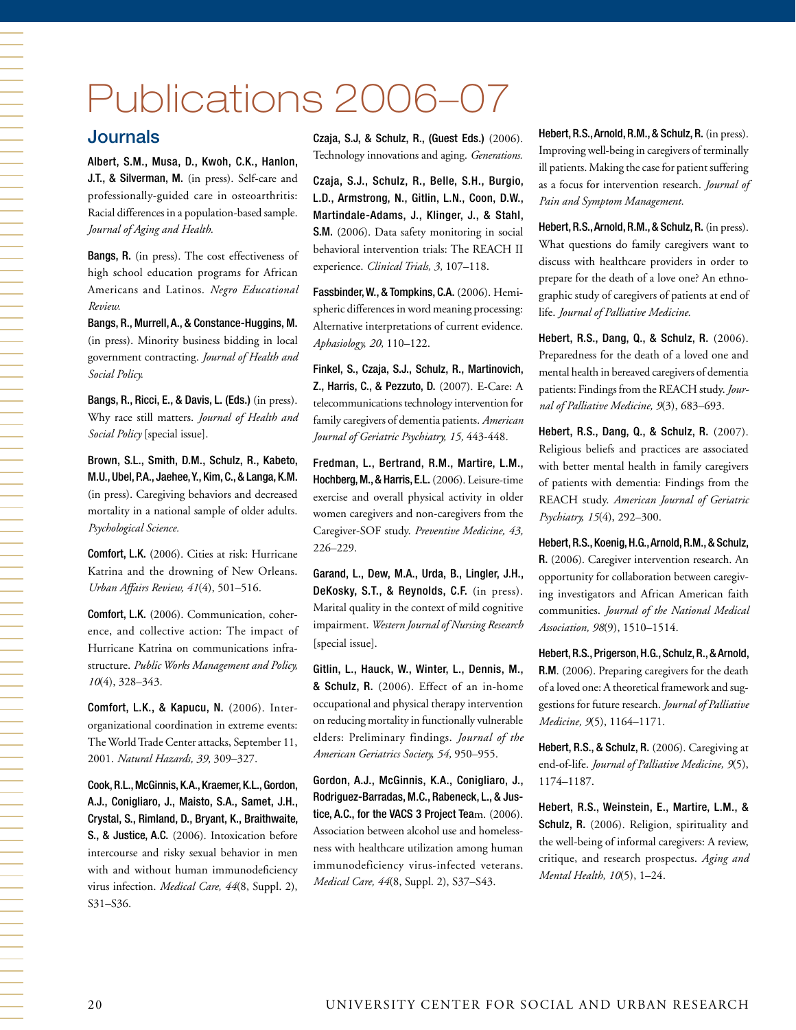# Publications 2006–07

## Journals

**Albert, S.M., Musa, D., Kwoh, C.K., Hanlon, J.T., & Silverman, M.** (in press). Self-care and professionally-guided care in osteoarthritis: Racial differences in a population-based sample. *Journal of Aging and Health.*

**Bangs, R.** (in press). The cost effectiveness of high school education programs for African Americans and Latinos. *Negro Educational Review.*

**Bangs, R., Murrell, A., & Constance-Huggins, M.** (in press). Minority business bidding in local government contracting. *Journal of Health and Social Policy.*

**Bangs, R., Ricci, E., & Davis, L. (Eds.)** (in press). Why race still matters. *Journal of Health and Social Policy* [special issue].

**Brown, S.L., Smith, D.M., Schulz, R., Kabeto, M.U., Ubel, P.A., Jaehee, Y., Kim, C., & Langa, K.M.** (in press). Caregiving behaviors and decreased mortality in a national sample of older adults. *Psychological Science.*

**Comfort, L.K.** (2006). Cities at risk: Hurricane Katrina and the drowning of New Orleans. *Urban Affairs Review, 41*(4), 501–516.

**Comfort, L.K.** (2006). Communication, coherence, and collective action: The impact of Hurricane Katrina on communications infrastructure. *Public Works Management and Policy, 10*(4), 328–343.

**Comfort, L.K., & Kapucu, N.** (2006). Inter-organizational coordination in extreme events: The World Trade Center attacks, September 11, 2001. *Natural Hazards, 39,* 309–327.

**Cook, R.L., McGinnis, K.A., Kraemer, K.L., Gordon, A.J., Conigliaro, J., Maisto, S.A., Samet, J.H., Crystal, S., Rimland, D., Bryant, K., Braithwaite, S., & Justice, A.C.** (2006). Intoxication before intercourse and risky sexual behavior in men with and without human immunodeficiency virus infection. *Medical Care, 44*(8, Suppl. 2), S31–S36.

**Czaja, S.J, & Schulz, R., (Guest Eds.)** (2006). Technology innovations and aging. *Generations.*

**Czaja, S.J., Schulz, R., Belle, S.H., Burgio, L.D., Armstrong, N., Gitlin, L.N., Coon, D.W., Martindale-Adams, J., Klinger, J., & Stahl, S.M.** (2006). Data safety monitoring in social behavioral intervention trials: The REACH II experience. *Clinical Trials, 3,* 107–118.

**Fassbinder, W., & Tompkins, C.A.** (2006). Hemispheric differences in word meaning processing: Alternative interpretations of current evidence. *Aphasiology, 20,* 110–122.

**Finkel, S., Czaja, S.J., Schulz, R., Martinovich, Z., Harris, C., & Pezzuto, D.** (2007). E-Care: A telecommunications technology intervention for family caregivers of dementia patients. *American Journal of Geriatric Psychiatry, 15,* 443-448.

**Fredman, L., Bertrand, R.M., Martire, L.M., Hochberg, M., & Harris, E.L.** (2006). Leisure-time exercise and overall physical activity in older women caregivers and non-caregivers from the Caregiver-SOF study. *Preventive Medicine, 43,* 226–229.

**Garand, L., Dew, M.A., Urda, B., Lingler, J.H., DeKosky, S.T., & Reynolds, C.F.** (in press). Marital quality in the context of mild cognitive impairment. *Western Journal of Nursing Research* [special issue].

**Gitlin, L., Hauck, W., Winter, L., Dennis, M., & Schulz, R.** (2006). Effect of an in-home occupational and physical therapy intervention on reducing mortality in functionally vulnerable elders: Preliminary findings. *Journal of the American Geriatrics Society, 54,* 950–955.

**Gordon, A.J., McGinnis, K.A., Conigliaro, J., Rodriguez-Barradas, M.C., Rabeneck, L., & Justice, A.C., for the VACS 3 Project Tea**m. (2006). Association between alcohol use and homelessness with healthcare utilization among human immunodeficiency virus-infected veterans. *Medical Care, 44*(8, Suppl. 2), S37–S43.

**Hebert, R.S., Arnold, R.M., & Schulz, R.** (in press). Improving well-being in caregivers of terminally ill patients. Making the case for patient suffering as a focus for intervention research. *Journal of Pain and Symptom Management.*

**Hebert, R.S., Arnold, R.M., & Schulz, R.** (in press). What questions do family caregivers want to discuss with healthcare providers in order to prepare for the death of a love one? An ethnographic study of caregivers of patients at end of life. *Journal of Palliative Medicine.*

**Hebert, R.S., Dang, Q., & Schulz, R.** (2006). Preparedness for the death of a loved one and mental health in bereaved caregivers of dementia patients: Findings from the REACH study. *Journal of Palliative Medicine, 9*(3), 683–693.

**Hebert, R.S., Dang, Q., & Schulz, R.** (2007). Religious beliefs and practices are associated with better mental health in family caregivers of patients with dementia: Findings from the REACH study. *American Journal of Geriatric Psychiatry, 15*(4), 292–300.

**Hebert, R.S., Koenig, H.G., Arnold, R.M., & Schulz, R.** (2006). Caregiver intervention research. An opportunity for collaboration between caregiving investigators and African American faith communities. *Journal of the National Medical Association, 98*(9), 1510–1514.

**Hebert, R.S., Prigerson, H.G., Schulz, R., & Arnold, R.M**. (2006). Preparing caregivers for the death of a loved one: A theoretical framework and suggestions for future research. *Journal of Palliative Medicine, 9*(5), 1164–1171.

**Hebert, R.S., & Schulz, R.** (2006). Caregiving at end-of-life. *Journal of Palliative Medicine, 9*(5), 1174–1187.

**Hebert, R.S., Weinstein, E., Martire, L.M., & Schulz, R.** (2006). Religion, spirituality and the well-being of informal caregivers: A review, critique, and research prospectus. *Aging and Mental Health, 10*(5), 1–24.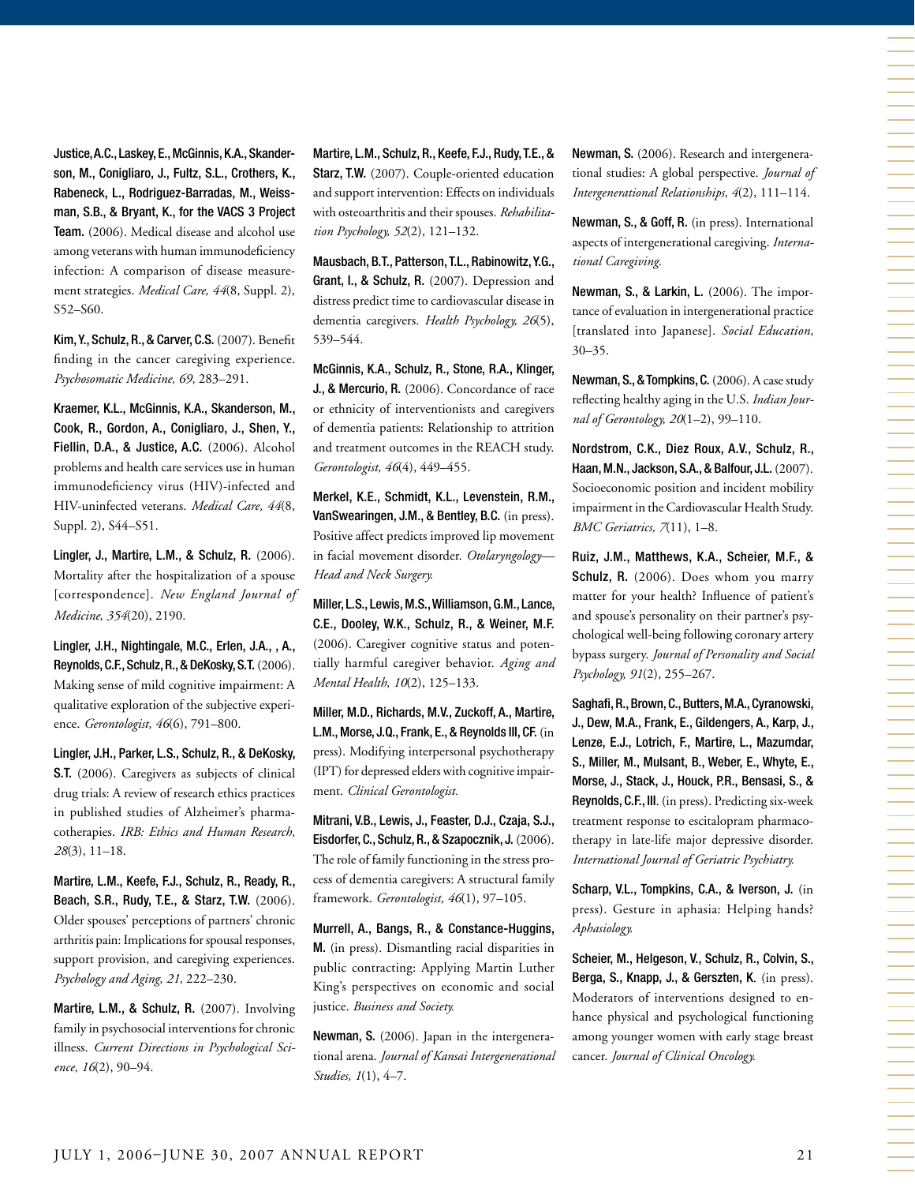**Justice, A.C., Laskey, E., McGinnis, K.A., Skanderson, M., Conigliaro, J., Fultz, S.L., Crothers, K., Rabeneck, L., Rodriguez-Barradas, M., Weissman, S.B., & Bryant, K., for the VACS 3 Project Team.** (2006). Medical disease and alcohol use among veterans with human immunodeficiency infection: A comparison of disease measurement strategies. *Medical Care, 44*(8, Suppl. 2), S52–S60.

**Kim, Y., Schulz, R., & Carver, C.S.** (2007). Benefit finding in the cancer caregiving experience. *Psychosomatic Medicine, 69,* 283–291.

**Kraemer, K.L., McGinnis, K.A., Skanderson, M., Cook, R., Gordon, A., Conigliaro, J., Shen, Y., Fiellin, D.A., & Justice, A.C.** (2006). Alcohol problems and health care services use in human immunodeficiency virus (HIV)-infected and HIV-uninfected veterans. *Medical Care, 44*(8, Suppl. 2), S44–S51.

**Lingler, J., Martire, L.M., & Schulz, R.** (2006). Mortality after the hospitalization of a spouse [correspondence]. *New England Journal of Medicine, 354*(20), 2190.

**Lingler, J.H., Nightingale, M.C., Erlen, J.A., , A., Reynolds, C.F., Schulz, R., & DeKosky, S.T.** (2006). Making sense of mild cognitive impairment: A qualitative exploration of the subjective experience. *Gerontologist, 46*(6), 791–800.

**Lingler, J.H., Parker, L.S., Schulz, R., & DeKosky, S.T.** (2006). Caregivers as subjects of clinical drug trials: A review of research ethics practices in published studies of Alzheimer's pharmacotherapies. *IRB: Ethics and Human Research, 28*(3), 11–18.

**Martire, L.M., Keefe, F.J., Schulz, R., Ready, R., Beach, S.R., Rudy, T.E., & Starz, T.W.** (2006). Older spouses' perceptions of partners' chronic arthritis pain: Implications for spousal responses, support provision, and caregiving experiences. *Psychology and Aging, 21,* 222–230.

**Martire, L.M., & Schulz, R.** (2007). Involving family in psychosocial interventions for chronic illness. *Current Directions in Psychological Science, 16*(2), 90–94.

**Martire, L.M., Schulz, R., Keefe, F.J., Rudy, T.E., & Starz, T.W.** (2007). Couple-oriented education and support intervention: Effects on individuals with osteoarthritis and their spouses. *Rehabilitation Psychology, 52*(2), 121–132.

**Mausbach, B.T., Patterson, T.L., Rabinowitz, Y.G., Grant, I., & Schulz, R.** (2007). Depression and distress predict time to cardiovascular disease in dementia caregivers. *Health Psychology, 26*(5), 539–544.

**McGinnis, K.A., Schulz, R., Stone, R.A., Klinger, J., & Mercurio, R.** (2006). Concordance of race or ethnicity of interventionists and caregivers of dementia patients: Relationship to attrition and treatment outcomes in the REACH study. *Gerontologist, 46*(4), 449–455.

**Merkel, K.E., Schmidt, K.L., Levenstein, R.M., VanSwearingen, J.M., & Bentley, B.C.** (in press). Positive affect predicts improved lip movement in facial movement disorder. *Otolaryngology—Head and Neck Surgery.*

**Miller, L.S., Lewis, M.S., Williamson, G.M., Lance, C.E., Dooley, W.K., Schulz, R., & Weiner, M.F.** (2006). Caregiver cognitive status and potentially harmful caregiver behavior. *Aging and Mental Health, 10*(2), 125–133.

**Miller, M.D., Richards, M.V., Zuckoff, A., Martire, L.M., Morse, J.Q., Frank, E., & Reynolds III, CF.** (in press). Modifying interpersonal psychotherapy (IPT) for depressed elders with cognitive impairment. *Clinical Gerontologist.*

**Mitrani, V.B., Lewis, J., Feaster, D.J., Czaja, S.J., Eisdorfer, C., Schulz, R., & Szapocznik, J.** (2006). The role of family functioning in the stress process of dementia caregivers: A structural family framework. *Gerontologist, 46*(1), 97–105.

**Murrell, A., Bangs, R., & Constance-Huggins, M.** (in press). Dismantling racial disparities in public contracting: Applying Martin Luther King's perspectives on economic and social justice. *Business and Society.*

**Newman, S.** (2006). Japan in the intergenerational arena. *Journal of Kansai Intergenerational Studies, 1*(1), 4–7.

**Newman, S.** (2006). Research and intergenerational studies: A global perspective. *Journal of Intergenerational Relationships, 4*(2), 111–114.

**Newman, S., & Goff, R.** (in press). International aspects of intergenerational caregiving. *International Caregiving.*

**Newman, S., & Larkin, L.** (2006). The importance of evaluation in intergenerational practice [translated into Japanese]. *Social Education,* 30–35.

**Newman, S., & Tompkins, C.** (2006). A case study reflecting healthy aging in the U.S. *Indian Journal of Gerontology, 20*(1–2), 99–110.

**Nordstrom, C.K., Diez Roux, A.V., Schulz, R., Haan, M.N., Jackson, S.A., & Balfour, J.L.** (2007). Socioeconomic position and incident mobility impairment in the Cardiovascular Health Study. *BMC Geriatrics, 7*(11), 1–8.

**Ruiz, J.M., Matthews, K.A., Scheier, M.F., & Schulz, R.** (2006). Does whom you marry matter for your health? Influence of patient's and spouse's personality on their partner's psychological well-being following coronary artery bypass surgery. *Journal of Personality and Social Psychology, 91*(2), 255–267.

**Saghafi, R., Brown, C., Butters, M.A., Cyranowski, J., Dew, M.A., Frank, E., Gildengers, A., Karp, J., Lenze, E.J., Lotrich, F., Martire, L., Mazumdar, S., Miller, M., Mulsant, B., Weber, E., Whyte, E., Morse, J., Stack, J., Houck, P.R., Bensasi, S., & Reynolds, C.F., III**. (in press). Predicting six-week treatment response to escitalopram pharmacotherapy in late-life major depressive disorder. *International Journal of Geriatric Psychiatry.*

**Scharp, V.L., Tompkins, C.A., & Iverson, J.** (in press). Gesture in aphasia: Helping hands? *Aphasiology.*

**Scheier, M., Helgeson, V., Schulz, R., Colvin, S., Berga, S., Knapp, J., & Gerszten, K**. (in press). Moderators of interventions designed to enhance physical and psychological functioning among younger women with early stage breast cancer. *Journal of Clinical Oncology.*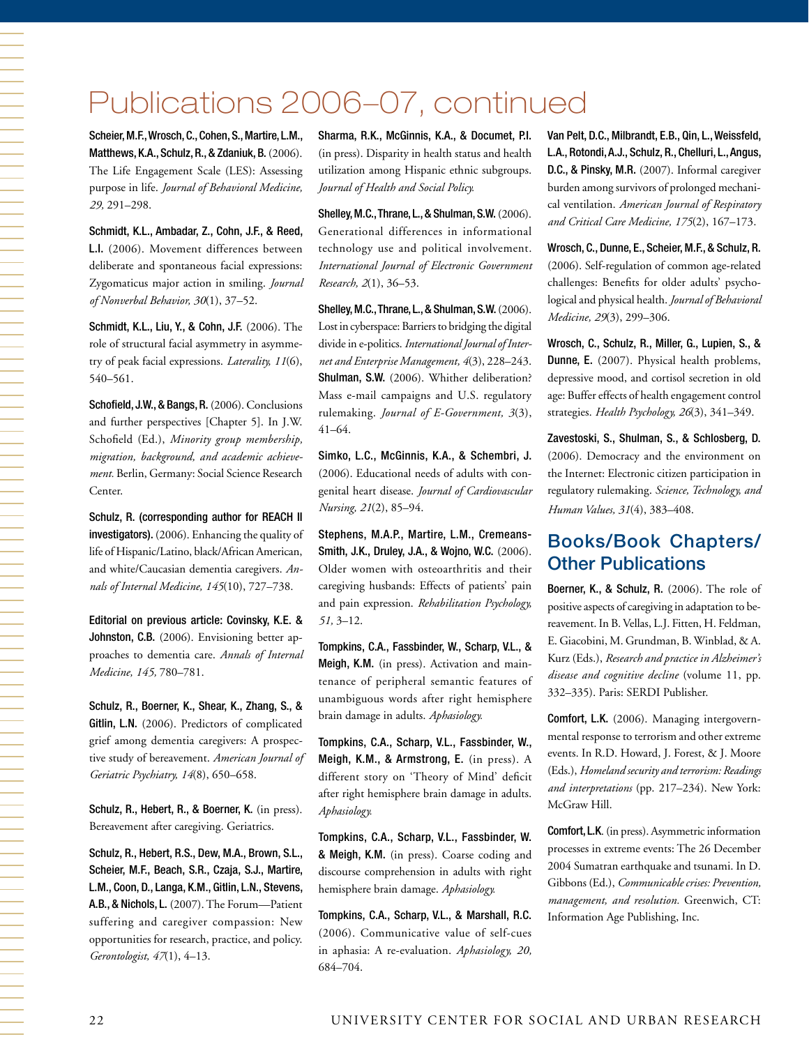# Publications 2006–07, continued

**Scheier, M.F., Wrosch, C., Cohen, S., Martire, L.M., Matthews, K.A., Schulz, R., & Zdaniuk, B.** (2006). The Life Engagement Scale (LES): Assessing purpose in life. *Journal of Behavioral Medicine, 29,* 291–298.

**Schmidt, K.L., Ambadar, Z., Cohn, J.F., & Reed, L.I.** (2006). Movement differences between deliberate and spontaneous facial expressions: Zygomaticus major action in smiling. *Journal of Nonverbal Behavior, 30*(1), 37–52.

**Schmidt, K.L., Liu, Y., & Cohn, J.F.** (2006). The role of structural facial asymmetry in asymmetry of peak facial expressions. *Laterality, 11*(6), 540–561.

**Schofield, J.W., & Bangs, R.** (2006). Conclusions and further perspectives [Chapter 5]. In J.W. Schofield (Ed.), *Minority group membership, migration, background, and academic achievement.* Berlin, Germany: Social Science Research Center.

**Schulz, R. (corresponding author for REACH II investigators).** (2006). Enhancing the quality of life of Hispanic/Latino, black/African American, and white/Caucasian dementia caregivers. *Annals of Internal Medicine, 145*(10), 727–738.

**Editorial on previous article: Covinsky, K.E. & Johnston, C.B.** (2006). Envisioning better approaches to dementia care. *Annals of Internal Medicine, 145,* 780–781.

**Schulz, R., Boerner, K., Shear, K., Zhang, S., & Gitlin, L.N.** (2006). Predictors of complicated grief among dementia caregivers: A prospective study of bereavement. *American Journal of Geriatric Psychiatry, 14*(8), 650–658.

**Schulz, R., Hebert, R., & Boerner, K.** (in press). Bereavement after caregiving. Geriatrics.

**Schulz, R., Hebert, R.S., Dew, M.A., Brown, S.L., Scheier, M.F., Beach, S.R., Czaja, S.J., Martire, L.M., Coon, D., Langa, K.M., Gitlin, L.N., Stevens, A.B., & Nichols, L.** (2007). The Forum—Patient suffering and caregiver compassion: New opportunities for research, practice, and policy. *Gerontologist, 47*(1), 4–13.

**Sharma, R.K., McGinnis, K.A., & Documet, P.I.** (in press). Disparity in health status and health utilization among Hispanic ethnic subgroups. *Journal of Health and Social Policy.*

**Shelley, M.C., Thrane, L., & Shulman, S.W.** (2006). Generational differences in informational technology use and political involvement. *International Journal of Electronic Government Research, 2*(1), 36–53.

**Shelley, M.C., Thrane, L., & Shulman, S.W.** (2006). Lost in cyberspace: Barriers to bridging the digital divide in e-politics. *International Journal of Internet and Enterprise Management, 4*(3), 228–243.

**Shulman, S.W.** (2006). Whither deliberation? Mass e-mail campaigns and U.S. regulatory rulemaking. *Journal of E-Government, 3*(3), 41–64.

**Simko, L.C., McGinnis, K.A., & Schembri, J.** (2006). Educational needs of adults with congenital heart disease. *Journal of Cardiovascular Nursing, 21*(2), 85–94.

**Stephens, M.A.P., Martire, L.M., Cremeans-Smith, J.K., Druley, J.A., & Wojno, W.C.** (2006). Older women with osteoarthritis and their caregiving husbands: Effects of patients' pain and pain expression. *Rehabilitation Psychology, 51,* 3–12.

**Tompkins, C.A., Fassbinder, W., Scharp, V.L., & Meigh, K.M.** (in press). Activation and maintenance of peripheral semantic features of unambiguous words after right hemisphere brain damage in adults. *Aphasiology.*

**Tompkins, C.A., Scharp, V.L., Fassbinder, W., Meigh, K.M., & Armstrong, E.** (in press). A different story on 'Theory of Mind' deficit after right hemisphere brain damage in adults. *Aphasiology.*

**Tompkins, C.A., Scharp, V.L., Fassbinder, W. & Meigh, K.M.** (in press). Coarse coding and discourse comprehension in adults with right hemisphere brain damage. *Aphasiology.*

**Tompkins, C.A., Scharp, V.L., & Marshall, R.C.** (2006). Communicative value of self-cues in aphasia: A re-evaluation. *Aphasiology, 20,* 684–704.

**Van Pelt, D.C., Milbrandt, E.B., Qin, L., Weissfeld, L.A., Rotondi, A.J., Schulz, R., Chelluri, L., Angus, D.C., & Pinsky, M.R.** (2007). Informal caregiver burden among survivors of prolonged mechanical ventilation. *American Journal of Respiratory and Critical Care Medicine, 175*(2), 167–173.

**Wrosch, C., Dunne, E., Scheier, M.F., & Schulz, R.** (2006). Self-regulation of common age-related challenges: Benefits for older adults' psychological and physical health. *Journal of Behavioral Medicine, 29*(3), 299–306.

**Wrosch, C., Schulz, R., Miller, G., Lupien, S., & Dunne, E.** (2007). Physical health problems, depressive mood, and cortisol secretion in old age: Buffer effects of health engagement control strategies. *Health Psychology, 26*(3), 341–349.

**Zavestoski, S., Shulman, S., & Schlosberg, D.** (2006). Democracy and the environment on the Internet: Electronic citizen participation in regulatory rulemaking. *Science, Technology, and Human Values, 31*(4), 383–408.

## Books/Book Chapters/ Other Publications

**Boerner, K., & Schulz, R.** (2006). The role of positive aspects of caregiving in adaptation to bereavement. In B. Vellas, L.J. Fitten, H. Feldman, E. Giacobini, M. Grundman, B. Winblad, & A. Kurz (Eds.), *Research and practice in Alzheimer's disease and cognitive decline* (volume 11, pp. 332–335). Paris: SERDI Publisher.

**Comfort, L.K.** (2006). Managing intergovernmental response to terrorism and other extreme events. In R.D. Howard, J. Forest, & J. Moore (Eds.), *Homeland security and terrorism: Readings and interpretations* (pp. 217–234). New York: McGraw Hill.

**Comfort, L.K.** (in press). Asymmetric information processes in extreme events: The 26 December 2004 Sumatran earthquake and tsunami. In D. Gibbons (Ed.), *Communicable crises: Prevention, management, and resolution.* Greenwich, CT: Information Age Publishing, Inc.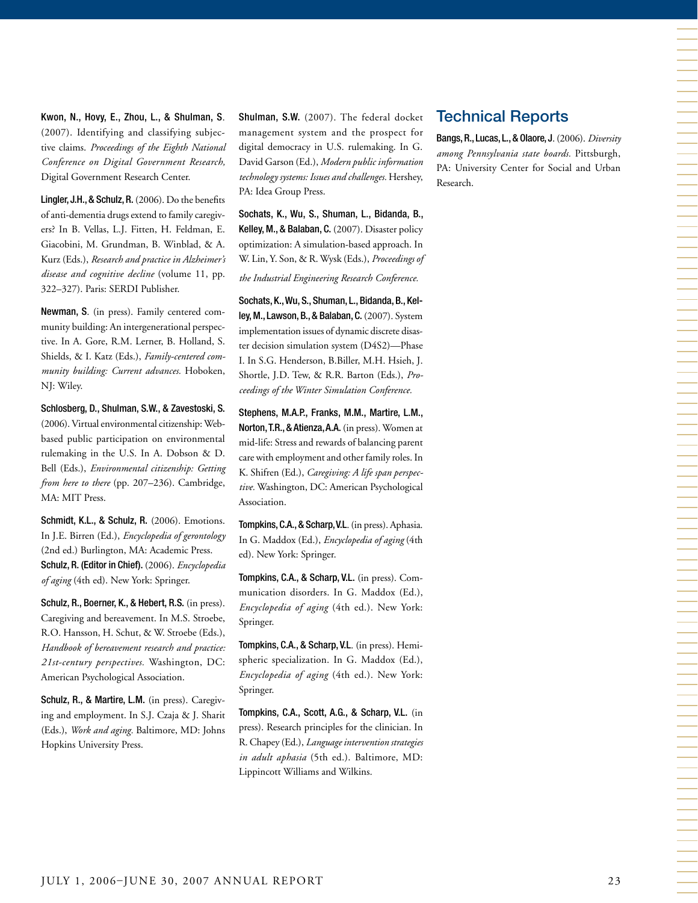**Kwon, N., Hovy, E., Zhou, L., & Shulman, S**. (2007). Identifying and classifying subjective claims. *Proceedings of the Eighth National Conference on Digital Government Research,* Digital Government Research Center.

**Lingler, J.H., & Schulz, R.** (2006). Do the benefits of anti-dementia drugs extend to family caregivers? In B. Vellas, L.J. Fitten, H. Feldman, E. Giacobini, M. Grundman, B. Winblad, & A. Kurz (Eds.), *Research and practice in Alzheimer's disease and cognitive decline* (volume 11, pp. 322–327). Paris: SERDI Publisher.

**Newman, S**. (in press). Family centered community building: An intergenerational perspective. In A. Gore, R.M. Lerner, B. Holland, S. Shields, & I. Katz (Eds.), *Family-centered community building: Current advances.* Hoboken, NJ: Wiley.

**Schlosberg, D., Shulman, S.W., & Zavestoski, S.** (2006). Virtual environmental citizenship: Web-based public participation on environmental rulemaking in the U.S. In A. Dobson & D. Bell (Eds.), *Environmental citizenship: Getting from here to there* (pp. 207–236). Cambridge, MA: MIT Press.

**Schmidt, K.L., & Schulz, R.** (2006). Emotions. In J.E. Birren (Ed.), *Encyclopedia of gerontology* (2nd ed.) Burlington, MA: Academic Press.

**Schulz, R. (Editor in Chief).** (2006). *Encyclopedia of aging* (4th ed). New York: Springer.

**Schulz, R., Boerner, K., & Hebert, R.S.** (in press). Caregiving and bereavement. In M.S. Stroebe, R.O. Hansson, H. Schut, & W. Stroebe (Eds.), *Handbook of bereavement research and practice: 21st-century perspectives.* Washington, DC: American Psychological Association.

**Schulz, R., & Martire, L.M.** (in press). Caregiving and employment. In S.J. Czaja & J. Sharit (Eds.), *Work and aging.* Baltimore, MD: Johns Hopkins University Press.

**Shulman, S.W.** (2007). The federal docket management system and the prospect for digital democracy in U.S. rulemaking. In G. David Garson (Ed.), *Modern public information technology systems: Issues and challenges.* Hershey, PA: Idea Group Press.

**Sochats, K., Wu, S., Shuman, L., Bidanda, B., Kelley, M., & Balaban, C.** (2007). Disaster policy optimization: A simulation-based approach. In W. Lin, Y. Son, & R. Wysk (Eds.), *Proceedings of the Industrial Engineering Research Conference.*

**Sochats, K., Wu, S., Shuman, L., Bidanda, B., Kelley, M., Lawson, B., & Balaban, C.** (2007). System implementation issues of dynamic discrete disaster decision simulation system (D4S2)—Phase I. In S.G. Henderson, B.Biller, M.H. Hsieh, J. Shortle, J.D. Tew, & R.R. Barton (Eds.), *Proceedings of the Winter Simulation Conference.*

**Stephens, M.A.P., Franks, M.M., Martire, L.M., Norton, T.R., & Atienza, A.A.** (in press). Women at mid-life: Stress and rewards of balancing parent care with employment and other family roles. In K. Shifren (Ed.), *Caregiving: A life span perspective.* Washington, DC: American Psychological Association.

**Tompkins, C.A., & Scharp, V.L**. (in press). Aphasia. In G. Maddox (Ed.), *Encyclopedia of aging* (4th ed). New York: Springer.

**Tompkins, C.A., & Scharp, V.L.** (in press). Communication disorders. In G. Maddox (Ed.), *Encyclopedia of aging* (4th ed.). New York: Springer.

**Tompkins, C.A., & Scharp, V.L**. (in press). Hemispheric specialization. In G. Maddox (Ed.), *Encyclopedia of aging* (4th ed.). New York: Springer.

**Tompkins, C.A., Scott, A.G., & Scharp, V.L.** (in press). Research principles for the clinician. In R. Chapey (Ed.), *Language intervention strategies in adult aphasia* (5th ed.). Baltimore, MD: Lippincott Williams and Wilkins.

## Technical Reports

**Bangs, R., Lucas, L., & Olaore, J.** (2006). *Diversity among Pennsylvania state boards.* Pittsburgh, PA: University Center for Social and Urban Research.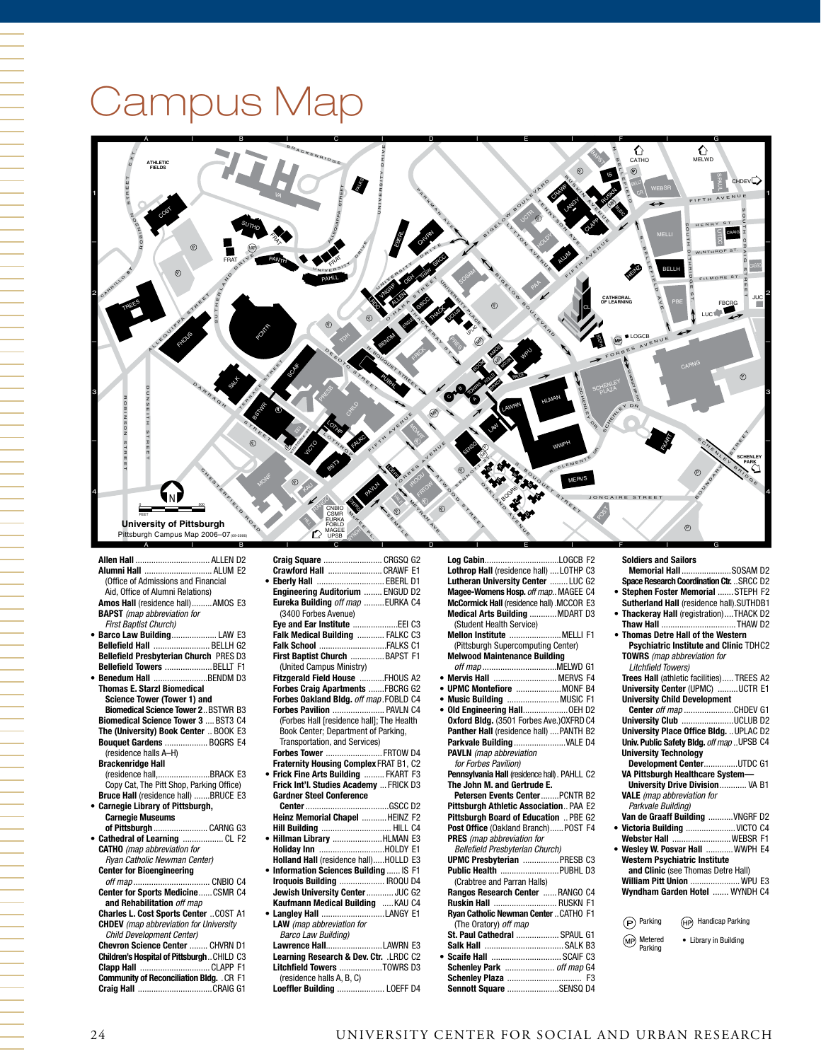# Campus Map

University of Pittsburgh
Pittsburgh Campus Map 2006–07

**Allen Hall** ... ALLEN D2
**Alumni Hall** ... ALUM E2
(Office of Admissions and Financial Aid, Office of Alumni Relations)
**Amos Hall** (residence hall) ... AMOS E3
**BAPST** *(map abbreviation for First Baptist Church)*
• **Barco Law Building** ... LAW E3
**Bellefield Hall** ... BELLH G2
**Bellefield Presbyterian Church** PRES D3
**Bellefield Towers** ... BELLT F1
• **Benedum Hall** ... BENDM D3
**Thomas E. Starzl Biomedical Science Tower (Tower 1) and Biomedical Science Tower 2** ... BSTWR B3
**Biomedical Science Tower 3** ... BST3 C4
**The (University) Book Center** ... BOOK E3
**Bouquet Gardens** ... BQGRS E4
(residence halls A–H)
**Brackenridge Hall**
(residence hall, ... BRACK E3
Copy Cat, The Pitt Shop, Parking Office)
**Bruce Hall** (residence hall) ... BRUCE E3
• **Carnegie Library of Pittsburgh, Carnegie Museums of Pittsburgh** ... CARNG G3
• **Cathedral of Learning** ... CL F2
**CATHO** *(map abbreviation for Ryan Catholic Newman Center)*
**Center for Bioengineering** *off map* ... CNBIO C4
**Center for Sports Medicine and Rehabilitation** *off map* ... CSMR C4
**Charles L. Cost Sports Center** ... COST A1
**CHDEV** *(map abbreviation for University Child Development Center)*
**Chevron Science Center** ... CHVRN D1
**Children's Hospital of Pittsburgh** ... CHILD C3
**Clapp Hall** ... CLAPP F1
**Community of Reconciliation Bldg.** ... CR F1
**Craig Hall** ... CRAIG G1
**Craig Square** ... CRGSQ G2
**Crawford Hall** ... CRAWF E1
• **Eberly Hall** ... EBERL D1
**Engineering Auditorium** ... ENGUD D2
**Eureka Building** *off map* ... EURKA C4
(3400 Forbes Avenue)
**Eye and Ear Institute** ... EEI C3
**Falk Medical Building** ... FALKC C3
**Falk School** ... FALKS C1
**First Baptist Church** ... BAPST F1
(United Campus Ministry)
**Fitzgerald Field House** ... FHOUS A2
**Forbes Craig Apartments** ... FBCRG G2
**Forbes Oakland Bldg.** *off map* ... FOBLD C4
**Forbes Pavilion** ... PAVLN C4
(Forbes Hall [residence hall]; The Health Book Center; Department of Parking, Transportation, and Services)
**Forbes Tower** ... FRTOW D4
**Fraternity Housing Complex** FRAT B1, C2
• **Frick Fine Arts Building** ... FKART F3
**Frick Int'l. Studies Academy** ... FRICK D3
**Gardner Steel Conference Center** ... GSCC D2
**Heinz Memorial Chapel** ... HEINZ F2
**Hill Building** ... HILL C4
• **Hillman Library** ... HLMAN E3
**Holiday Inn** ... HOLDY E1
**Holland Hall** (residence hall) ... HOLLD E3
• **Information Sciences Building** ... IS F1
**Iroquois Building** ... IROQU D4
**Jewish University Center** ... JUC G2
**Kaufmann Medical Building** ... KAU C4
• **Langley Hall** ... LANGY E1
**LAW** *(map abbreviation for Barco Law Building)*
**Lawrence Hall** ... LAWRN E3
**Learning Research & Dev. Ctr.** ... LRDC C2
**Litchfield Towers** ... TOWRS D3
(residence halls A, B, C)
**Loeffler Building** ... LOEFF D4
**Log Cabin** ... LOGCB F2
**Lothrop Hall** (residence hall) ... LOTHP C3
**Lutheran University Center** ... LUC G2
**Magee-Womens Hosp.** *off map* ... MAGEE C4
**McCormick Hall** (residence hall) ... MCCOR E3
**Medical Arts Building** ... MDART D3
(Student Health Service)
**Mellon Institute** ... MELLI F1
(Pittsburgh Supercomputing Center)
**Melwood Maintenance Building** *off map* ... MELWD G1
• **Mervis Hall** ... MERVS F4
• **UPMC Montefiore** ... MONF B4
• **Music Building** ... MUSIC F1
• **Old Engineering Hall** ... OEH D2
**Oxford Bldg.** (3501 Forbes Ave.) OXFRD C4
**Panther Hall** (residence hall) ... PANTH B2
**Parkvale Building** ... VALE D4
**PAVLN** *(map abbreviation for Forbes Pavilion)*
**Pennsylvania Hall** (residence hall) ... PAHLL C2
**The John M. and Gertrude E. Petersen Events Center** ... PCNTR B2
**Pittsburgh Athletic Association** ... PAA E2
**Pittsburgh Board of Education** ... PBE G2
**Post Office** (Oakland Branch) ... POST F4
**PRES** *(map abbreviation for Bellefield Presbyterian Church)*
**UPMC Presbyterian** ... PRESB C3
**Public Health** ... PUBHL D3
(Crabtree and Parran Halls)
**Rangos Research Center** ... RANGO C4
**Ruskin Hall** ... RUSKN F1
**Ryan Catholic Newman Center** ... CATHO F1
(The Oratory) *off map*
**St. Paul Cathedral** ... SPAUL G1
**Salk Hall** ... SALK B3
• **Scaife Hall** ... SCAIF C3
**Schenley Park** ... *off map* G4
**Schenley Plaza** ... F3
**Sennott Square** ... SENSQ D4
**Soldiers and Sailors Memorial Hall** ... SOSAM D2
**Space Research Coordination Ctr.** ... SRCC D2
• **Stephen Foster Memorial** ... STEPH F2
**Sutherland Hall** (residence hall) SUTHD B1
• **Thackeray Hall** (registration) ... THACK D2
**Thaw Hall** ... THAW D2
• **Thomas Detre Hall of the Western Psychiatric Institute and Clinic** TDH C2
**TOWRS** *(map abbreviation for Litchfield Towers)*
**Trees Hall** (athletic facilities) ... TREES A2
**University Center** (UPMC) ... UCTR E1
**University Child Development Center** *off map* ... CHDEV G1
**University Club** ... UCLUB D2
**University Place Office Bldg.** ... UPLAC D2
**Univ. Public Safety Bldg.** *off map* ... UPSB C4
**University Technology Development Center** ... UTDC G1
**VA Pittsburgh Healthcare System— University Drive Division** ... VA B1
**VALE** *(map abbreviation for Parkvale Building)*
**Van de Graaff Building** ... VNGRF D2
• **Victoria Building** ... VICTO C4
**Webster Hall** ... WEBSR F1
• **Wesley W. Posvar Hall** ... WWPH E4
**Western Psychiatric Institute and Clinic** (see Thomas Detre Hall)
**William Pitt Union** ... WPU E3
**Wyndham Garden Hotel** ... WYNDH C4

(P) Parking
(HP) Handicap Parking
(MP) Metered Parking
• Library in Building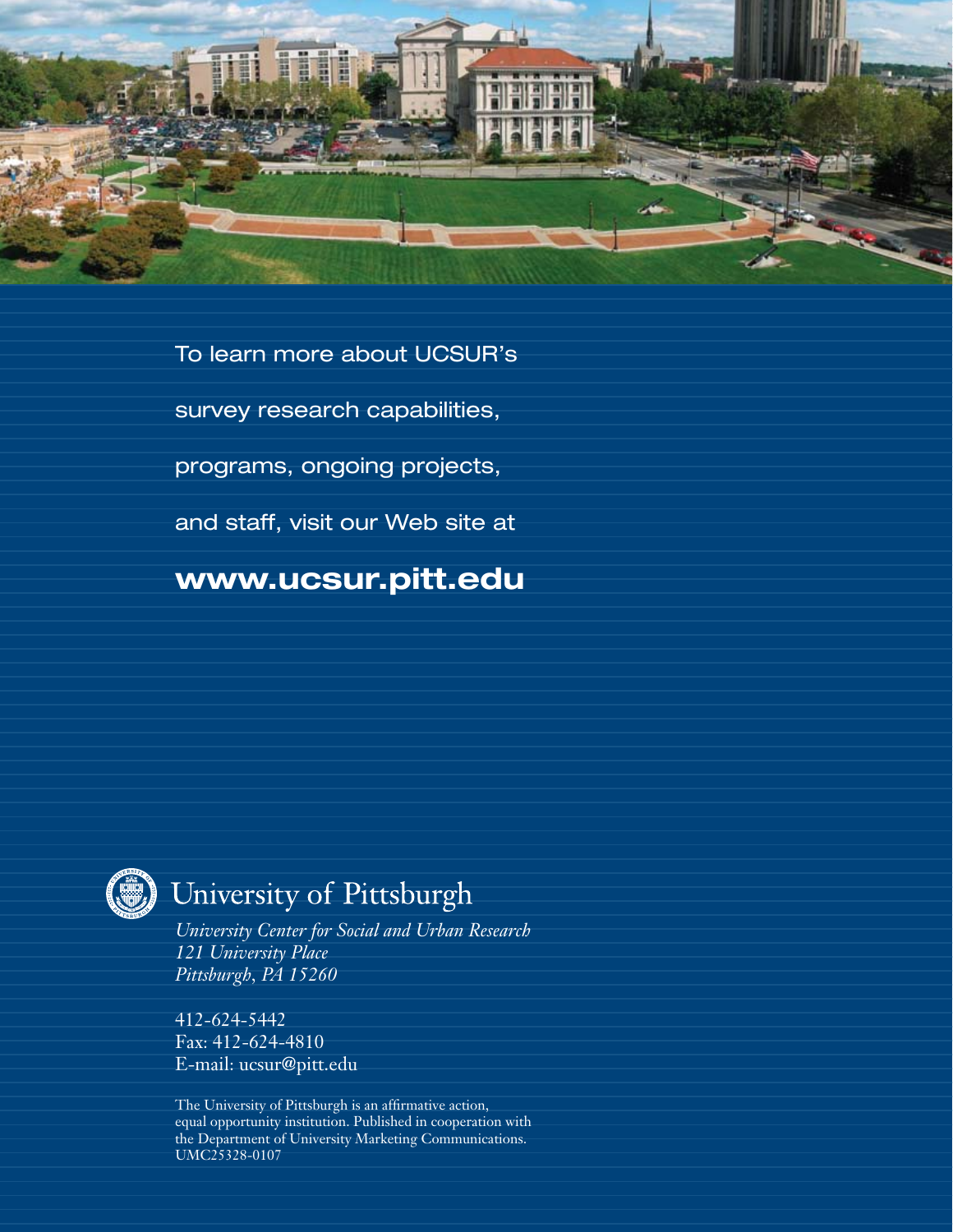To learn more about UCSUR's survey research capabilities, programs, ongoing projects, and staff, visit our Web site at

**www.ucsur.pitt.edu**

University of Pittsburgh

*University Center for Social and Urban Research*
*121 University Place*
*Pittsburgh, PA 15260*

412-624-5442
Fax: 412-624-4810
E-mail: ucsur@pitt.edu

The University of Pittsburgh is an affirmative action, equal opportunity institution. Published in cooperation with the Department of University Marketing Communications. UMC25328-0107